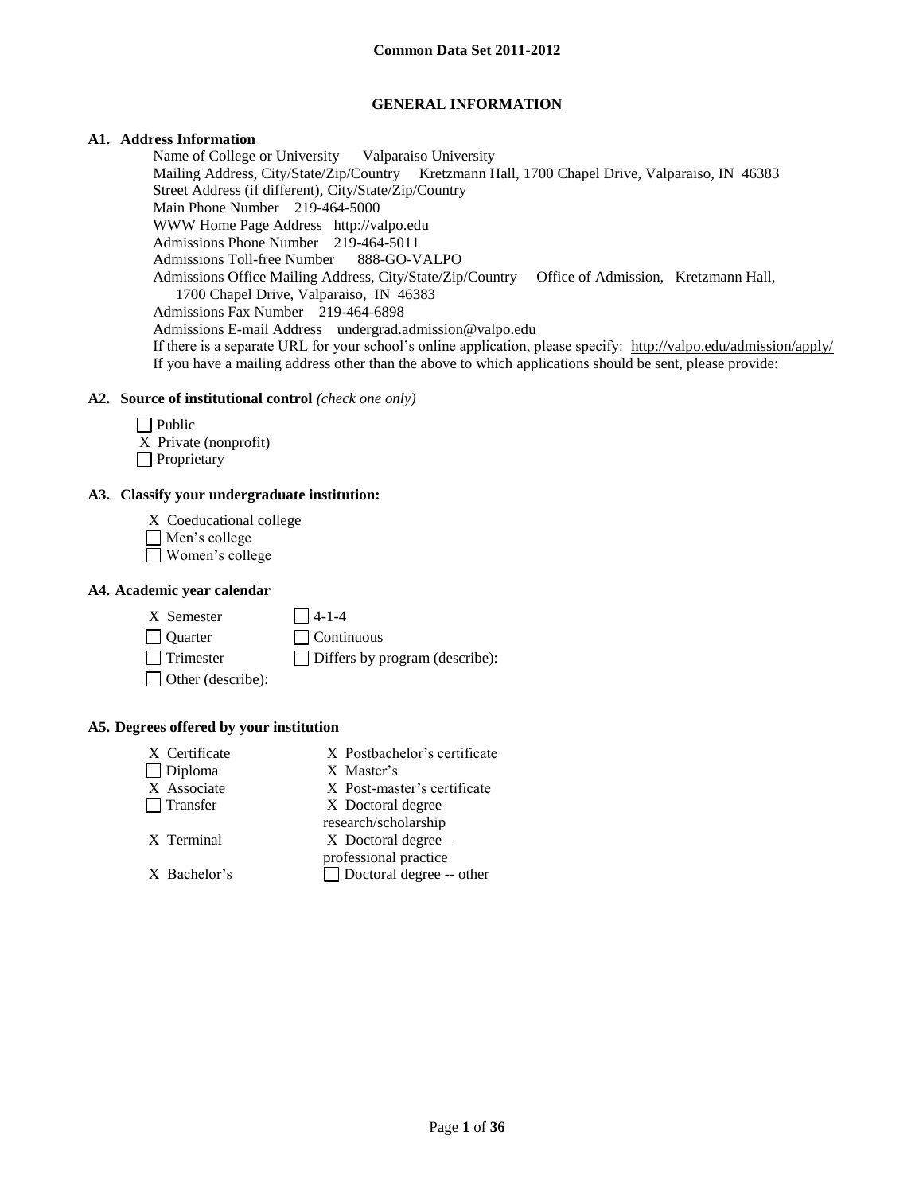# Common Data Set 2011-2012

## GENERAL INFORMATION

### A1. Address Information

Name of College or University Valparaiso University
Mailing Address, City/State/Zip/Country Kretzmann Hall, 1700 Chapel Drive, Valparaiso, IN 46383
Street Address (if different), City/State/Zip/Country
Main Phone Number 219-464-5000
WWW Home Page Address http://valpo.edu
Admissions Phone Number 219-464-5011
Admissions Toll-free Number 888-GO-VALPO
Admissions Office Mailing Address, City/State/Zip/Country Office of Admission, Kretzmann Hall, 1700 Chapel Drive, Valparaiso, IN 46383
Admissions Fax Number 219-464-6898
Admissions E-mail Address undergrad.admission@valpo.edu
If there is a separate URL for your school's online application, please specify: http://valpo.edu/admission/apply/
If you have a mailing address other than the above to which applications should be sent, please provide:

### A2. Source of institutional control *(check one only)*

- [ ] Public
- X Private (nonprofit)
- [ ] Proprietary

### A3. Classify your undergraduate institution:

- X Coeducational college
- [ ] Men's college
- [ ] Women's college

### A4. Academic year calendar

| | |
|---|---|
| X Semester | [ ] 4-1-4 |
| [ ] Quarter | [ ] Continuous |
| [ ] Trimester | [ ] Differs by program (describe): |
| [ ] Other (describe): | |

### A5. Degrees offered by your institution

| | |
|---|---|
| X Certificate | X Postbachelor's certificate |
| [ ] Diploma | X Master's |
| X Associate | X Post-master's certificate |
| [ ] Transfer | X Doctoral degree research/scholarship |
| X Terminal | X Doctoral degree – professional practice |
| X Bachelor's | [ ] Doctoral degree -- other |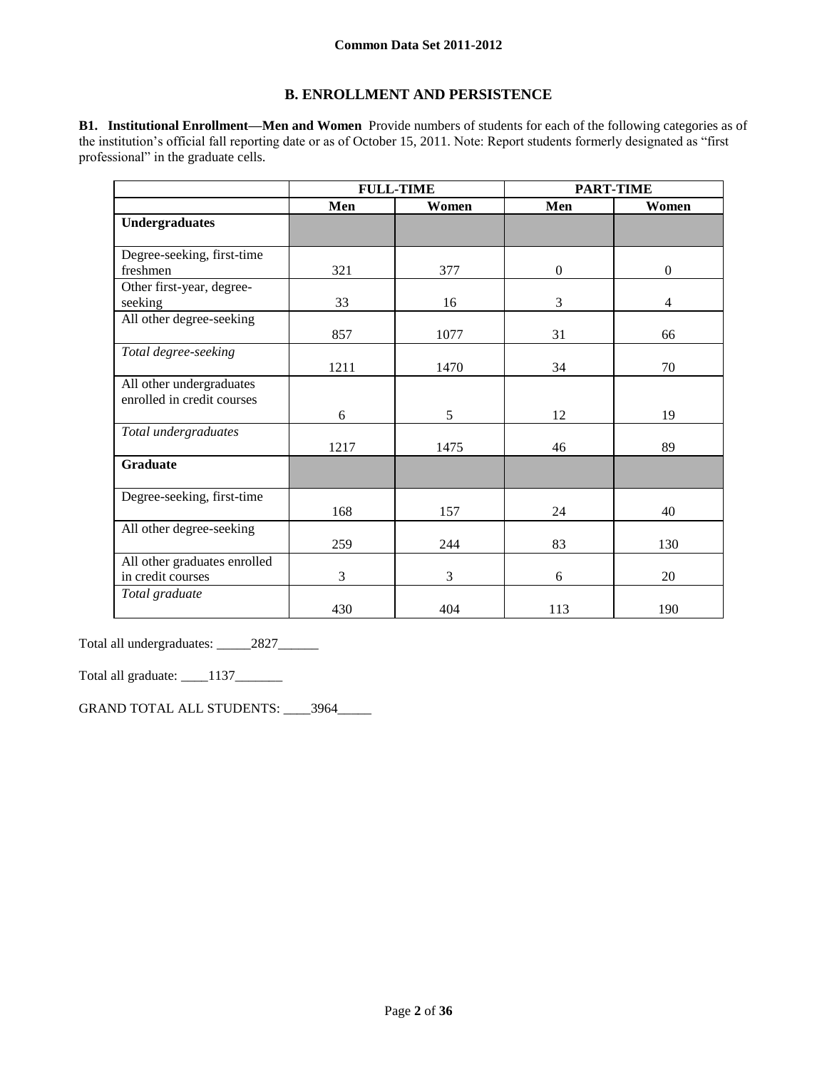## B. ENROLLMENT AND PERSISTENCE

**B1. Institutional Enrollment—Men and Women** Provide numbers of students for each of the following categories as of the institution's official fall reporting date or as of October 15, 2011. Note: Report students formerly designated as "first professional" in the graduate cells.

| | FULL-TIME | | PART-TIME | |
|---|---|---|---|---|
| | Men | Women | Men | Women |
| **Undergraduates** | | | | |
| Degree-seeking, first-time freshmen | 321 | 377 | 0 | 0 |
| Other first-year, degree-seeking | 33 | 16 | 3 | 4 |
| All other degree-seeking | 857 | 1077 | 31 | 66 |
| *Total degree-seeking* | 1211 | 1470 | 34 | 70 |
| All other undergraduates enrolled in credit courses | 6 | 5 | 12 | 19 |
| *Total undergraduates* | 1217 | 1475 | 46 | 89 |
| **Graduate** | | | | |
| Degree-seeking, first-time | 168 | 157 | 24 | 40 |
| All other degree-seeking | 259 | 244 | 83 | 130 |
| All other graduates enrolled in credit courses | 3 | 3 | 6 | 20 |
| *Total graduate* | 430 | 404 | 113 | 190 |

Total all undergraduates: _____2827______

Total all graduate: ____1137_______

GRAND TOTAL ALL STUDENTS: ____3964_____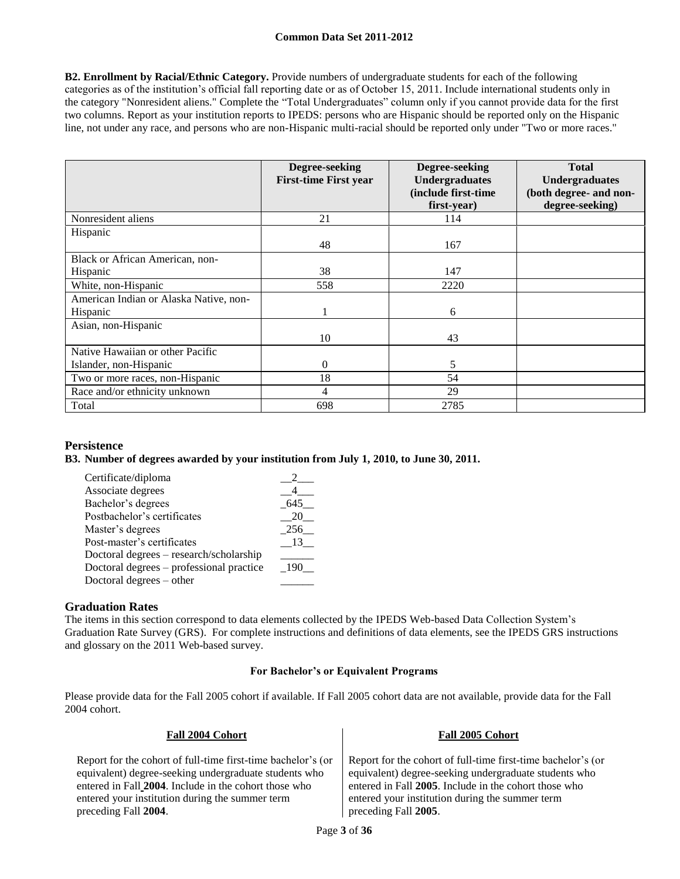**B2. Enrollment by Racial/Ethnic Category.** Provide numbers of undergraduate students for each of the following categories as of the institution's official fall reporting date or as of October 15, 2011. Include international students only in the category "Nonresident aliens." Complete the "Total Undergraduates" column only if you cannot provide data for the first two columns. Report as your institution reports to IPEDS: persons who are Hispanic should be reported only on the Hispanic line, not under any race, and persons who are non-Hispanic multi-racial should be reported only under "Two or more races."

| | Degree-seeking First-time First year | Degree-seeking Undergraduates (include first-time first-year) | Total Undergraduates (both degree- and non-degree-seeking) |
|---|---|---|---|
| Nonresident aliens | 21 | 114 | |
| Hispanic | 48 | 167 | |
| Black or African American, non-Hispanic | 38 | 147 | |
| White, non-Hispanic | 558 | 2220 | |
| American Indian or Alaska Native, non-Hispanic | 1 | 6 | |
| Asian, non-Hispanic | 10 | 43 | |
| Native Hawaiian or other Pacific Islander, non-Hispanic | 0 | 5 | |
| Two or more races, non-Hispanic | 18 | 54 | |
| Race and/or ethnicity unknown | 4 | 29 | |
| Total | 698 | 2785 | |

## Persistence

**B3. Number of degrees awarded by your institution from July 1, 2010, to June 30, 2011.**

| | |
|---|---|
| Certificate/diploma | 2 |
| Associate degrees | 4 |
| Bachelor's degrees | 645 |
| Postbachelor's certificates | 20 |
| Master's degrees | 256 |
| Post-master's certificates | 13 |
| Doctoral degrees – research/scholarship | |
| Doctoral degrees – professional practice | 190 |
| Doctoral degrees – other | |

## Graduation Rates

The items in this section correspond to data elements collected by the IPEDS Web-based Data Collection System's Graduation Rate Survey (GRS). For complete instructions and definitions of data elements, see the IPEDS GRS instructions and glossary on the 2011 Web-based survey.

### For Bachelor's or Equivalent Programs

Please provide data for the Fall 2005 cohort if available. If Fall 2005 cohort data are not available, provide data for the Fall 2004 cohort.

**Fall 2004 Cohort**

Report for the cohort of full-time first-time bachelor's (or equivalent) degree-seeking undergraduate students who entered in Fall **2004**. Include in the cohort those who entered your institution during the summer term preceding Fall **2004**.

**Fall 2005 Cohort**

Report for the cohort of full-time first-time bachelor's (or equivalent) degree-seeking undergraduate students who entered in Fall **2005**. Include in the cohort those who entered your institution during the summer term preceding Fall **2005**.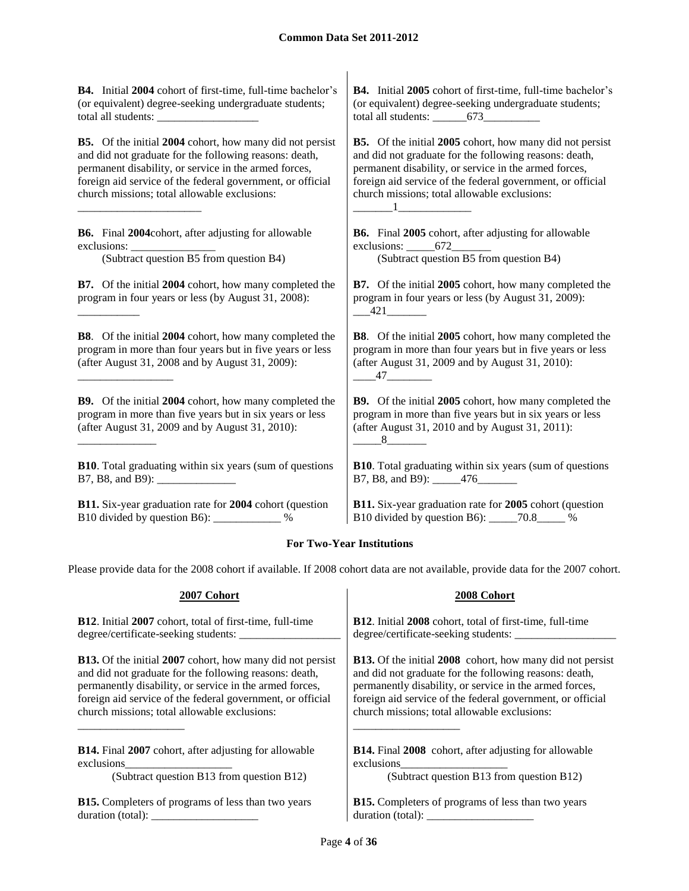| 2004 Cohort | 2005 Cohort |
|---|---|
| **B4.** Initial **2004** cohort of first-time, full-time bachelor's (or equivalent) degree-seeking undergraduate students; total all students: __________________ | **B4.** Initial **2005** cohort of first-time, full-time bachelor's (or equivalent) degree-seeking undergraduate students; total all students: ______673__________ |
| **B5.** Of the initial **2004** cohort, how many did not persist and did not graduate for the following reasons: death, permanent disability, or service in the armed forces, foreign aid service of the federal government, or official church missions; total allowable exclusions: ______________________ | **B5.** Of the initial **2005** cohort, how many did not persist and did not graduate for the following reasons: death, permanent disability, or service in the armed forces, foreign aid service of the federal government, or official church missions; total allowable exclusions: _______1_____________ |
| **B6.** Final **2004**cohort, after adjusting for allowable exclusions: _______________ (Subtract question B5 from question B4) | **B6.** Final **2005** cohort, after adjusting for allowable exclusions: _____672_______ (Subtract question B5 from question B4) |
| **B7.** Of the initial **2004** cohort, how many completed the program in four years or less (by August 31, 2008): ___________ | **B7.** Of the initial **2005** cohort, how many completed the program in four years or less (by August 31, 2009): ___421_______ |
| **B8**. Of the initial **2004** cohort, how many completed the program in more than four years but in five years or less (after August 31, 2008 and by August 31, 2009): _________________ | **B8**. Of the initial **2005** cohort, how many completed the program in more than four years but in five years or less (after August 31, 2009 and by August 31, 2010): ____47________ |
| **B9.** Of the initial **2004** cohort, how many completed the program in more than five years but in six years or less (after August 31, 2009 and by August 31, 2010): ______________ | **B9.** Of the initial **2005** cohort, how many completed the program in more than five years but in six years or less (after August 31, 2010 and by August 31, 2011): _____8_______ |
| **B10**. Total graduating within six years (sum of questions B7, B8, and B9): ______________ | **B10**. Total graduating within six years (sum of questions B7, B8, and B9): _____476_______ |
| **B11.** Six-year graduation rate for **2004** cohort (question B10 divided by question B6): ____________ % | **B11.** Six-year graduation rate for **2005** cohort (question B10 divided by question B6): _____70.8_____ % |

### For Two-Year Institutions

Please provide data for the 2008 cohort if available. If 2008 cohort data are not available, provide data for the 2007 cohort.

| 2007 Cohort | 2008 Cohort |
|---|---|
| **B12**. Initial **2007** cohort, total of first-time, full-time degree/certificate-seeking students: __________________ | **B12**. Initial **2008** cohort, total of first-time, full-time degree/certificate-seeking students: __________________ |
| **B13.** Of the initial **2007** cohort, how many did not persist and did not graduate for the following reasons: death, permanently disability, or service in the armed forces, foreign aid service of the federal government, or official church missions; total allowable exclusions: ___________________ | **B13.** Of the initial **2008** cohort, how many did not persist and did not graduate for the following reasons: death, permanently disability, or service in the armed forces, foreign aid service of the federal government, or official church missions; total allowable exclusions: ___________________ |
| **B14.** Final **2007** cohort, after adjusting for allowable exclusions___________________ (Subtract question B13 from question B12) | **B14.** Final **2008** cohort, after adjusting for allowable exclusions___________________ (Subtract question B13 from question B12) |
| **B15.** Completers of programs of less than two years duration (total): ___________________ | **B15.** Completers of programs of less than two years duration (total): ___________________ |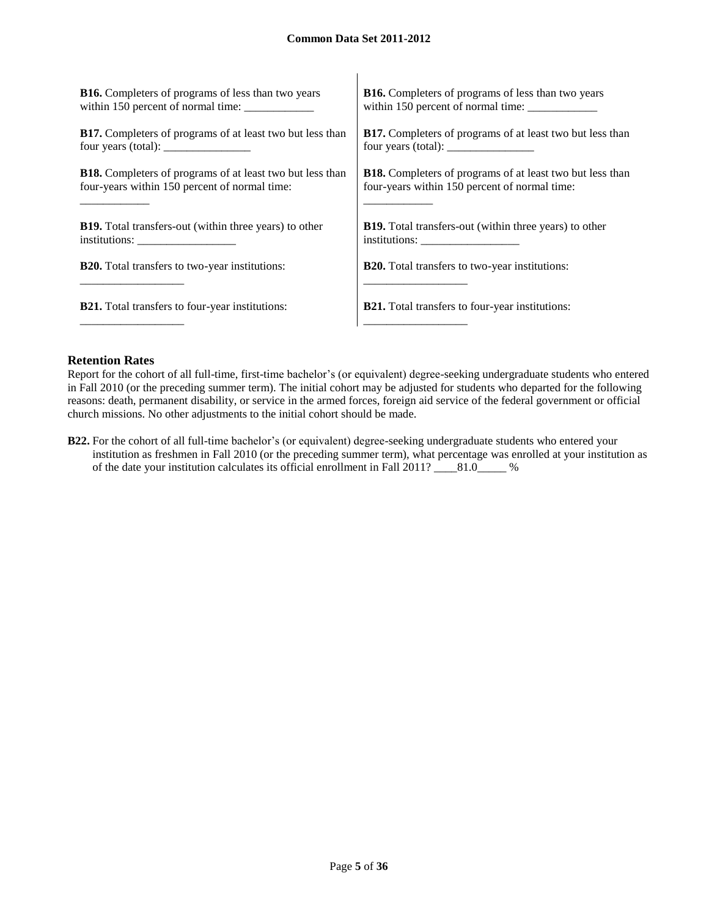**B16.** Completers of programs of less than two years within 150 percent of normal time: ____________

**B17.** Completers of programs of at least two but less than four years (total): _______________

**B18.** Completers of programs of at least two but less than four-years within 150 percent of normal time: ____________

**B19.** Total transfers-out (within three years) to other institutions: _________________

**B20.** Total transfers to two-year institutions: __________________

**B21.** Total transfers to four-year institutions: __________________

**B16.** Completers of programs of less than two years within 150 percent of normal time: ____________

**B17.** Completers of programs of at least two but less than four years (total): _______________

**B18.** Completers of programs of at least two but less than four-years within 150 percent of normal time: ____________

**B19.** Total transfers-out (within three years) to other institutions: _________________

**B20.** Total transfers to two-year institutions: __________________

**B21.** Total transfers to four-year institutions: __________________

## Retention Rates

Report for the cohort of all full-time, first-time bachelor's (or equivalent) degree-seeking undergraduate students who entered in Fall 2010 (or the preceding summer term). The initial cohort may be adjusted for students who departed for the following reasons: death, permanent disability, or service in the armed forces, foreign aid service of the federal government or official church missions. No other adjustments to the initial cohort should be made.

**B22.** For the cohort of all full-time bachelor's (or equivalent) degree-seeking undergraduate students who entered your institution as freshmen in Fall 2010 (or the preceding summer term), what percentage was enrolled at your institution as of the date your institution calculates its official enrollment in Fall 2011? ____81.0_____ %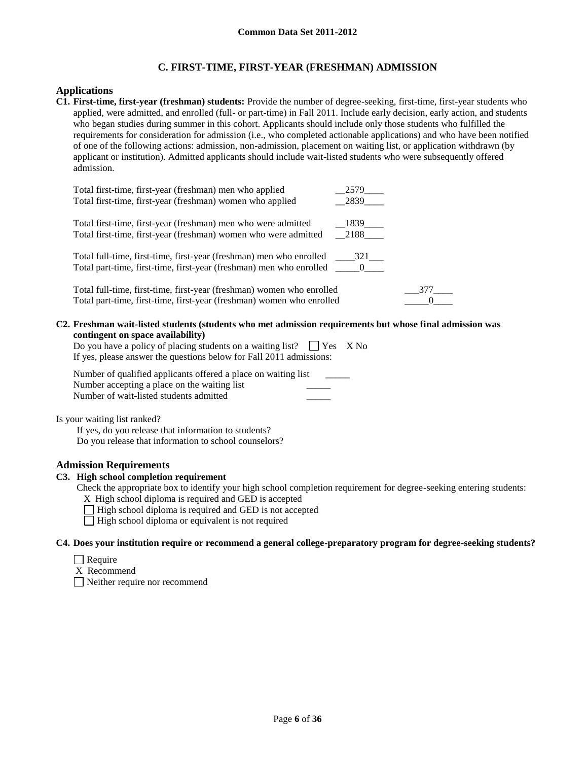## C. FIRST-TIME, FIRST-YEAR (FRESHMAN) ADMISSION

### Applications

**C1. First-time, first-year (freshman) students:** Provide the number of degree-seeking, first-time, first-year students who applied, were admitted, and enrolled (full- or part-time) in Fall 2011. Include early decision, early action, and students who began studies during summer in this cohort. Applicants should include only those students who fulfilled the requirements for consideration for admission (i.e., who completed actionable applications) and who have been notified of one of the following actions: admission, non-admission, placement on waiting list, or application withdrawn (by applicant or institution). Admitted applicants should include wait-listed students who were subsequently offered admission.

| | |
|---|---|
| Total first-time, first-year (freshman) men who applied | 2579 |
| Total first-time, first-year (freshman) women who applied | 2839 |
| Total first-time, first-year (freshman) men who were admitted | 1839 |
| Total first-time, first-year (freshman) women who were admitted | 2188 |
| Total full-time, first-time, first-year (freshman) men who enrolled | 321 |
| Total part-time, first-time, first-year (freshman) men who enrolled | 0 |
| Total full-time, first-time, first-year (freshman) women who enrolled | 377 |
| Total part-time, first-time, first-year (freshman) women who enrolled | 0 |

**C2. Freshman wait-listed students (students who met admission requirements but whose final admission was contingent on space availability)**

Do you have a policy of placing students on a waiting list? ☐ Yes X No

If yes, please answer the questions below for Fall 2011 admissions:

Number of qualified applicants offered a place on waiting list _____
Number accepting a place on the waiting list _____
Number of wait-listed students admitted _____

Is your waiting list ranked?
If yes, do you release that information to students?
Do you release that information to school counselors?

### Admission Requirements

**C3. High school completion requirement**

Check the appropriate box to identify your high school completion requirement for degree-seeking entering students:

X High school diploma is required and GED is accepted
☐ High school diploma is required and GED is not accepted
☐ High school diploma or equivalent is not required

**C4. Does your institution require or recommend a general college-preparatory program for degree-seeking students?**

☐ Require
X Recommend
☐ Neither require nor recommend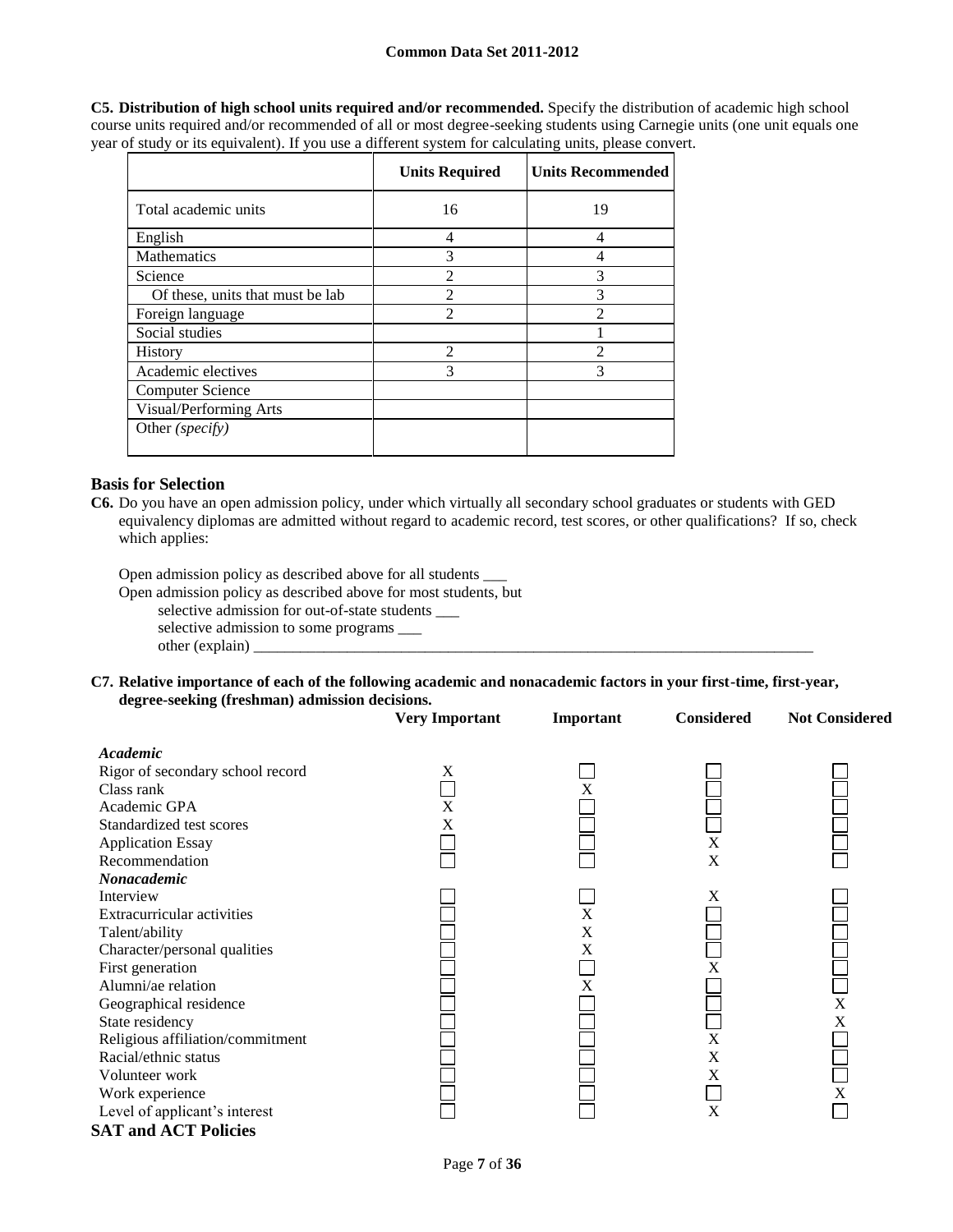**C5. Distribution of high school units required and/or recommended.** Specify the distribution of academic high school course units required and/or recommended of all or most degree-seeking students using Carnegie units (one unit equals one year of study or its equivalent). If you use a different system for calculating units, please convert.

| | Units Required | Units Recommended |
|---|---|---|
| Total academic units | 16 | 19 |
| English | 4 | 4 |
| Mathematics | 3 | 4 |
| Science | 2 | 3 |
| Of these, units that must be lab | 2 | 3 |
| Foreign language | 2 | 2 |
| Social studies | | 1 |
| History | 2 | 2 |
| Academic electives | 3 | 3 |
| Computer Science | | |
| Visual/Performing Arts | | |
| Other *(specify)* | | |

## Basis for Selection

**C6.** Do you have an open admission policy, under which virtually all secondary school graduates or students with GED equivalency diplomas are admitted without regard to academic record, test scores, or other qualifications? If so, check which applies:

Open admission policy as described above for all students ___

Open admission policy as described above for most students, but

selective admission for out-of-state students ___

selective admission to some programs ___

other (explain) ___

**C7. Relative importance of each of the following academic and nonacademic factors in your first-time, first-year, degree-seeking (freshman) admission decisions.**

| | Very Important | Important | Considered | Not Considered |
|---|---|---|---|---|
| ***Academic*** | | | | |
| Rigor of secondary school record | X | | | |
| Class rank | | X | | |
| Academic GPA | X | | | |
| Standardized test scores | X | | | |
| Application Essay | | | X | |
| Recommendation | | | X | |
| ***Nonacademic*** | | | | |
| Interview | | | X | |
| Extracurricular activities | | X | | |
| Talent/ability | | X | | |
| Character/personal qualities | | X | | |
| First generation | | | X | |
| Alumni/ae relation | | X | | |
| Geographical residence | | | | X |
| State residency | | | | X |
| Religious affiliation/commitment | | | X | |
| Racial/ethnic status | | | X | |
| Volunteer work | | | X | |
| Work experience | | | | X |
| Level of applicant's interest | | | X | |

## SAT and ACT Policies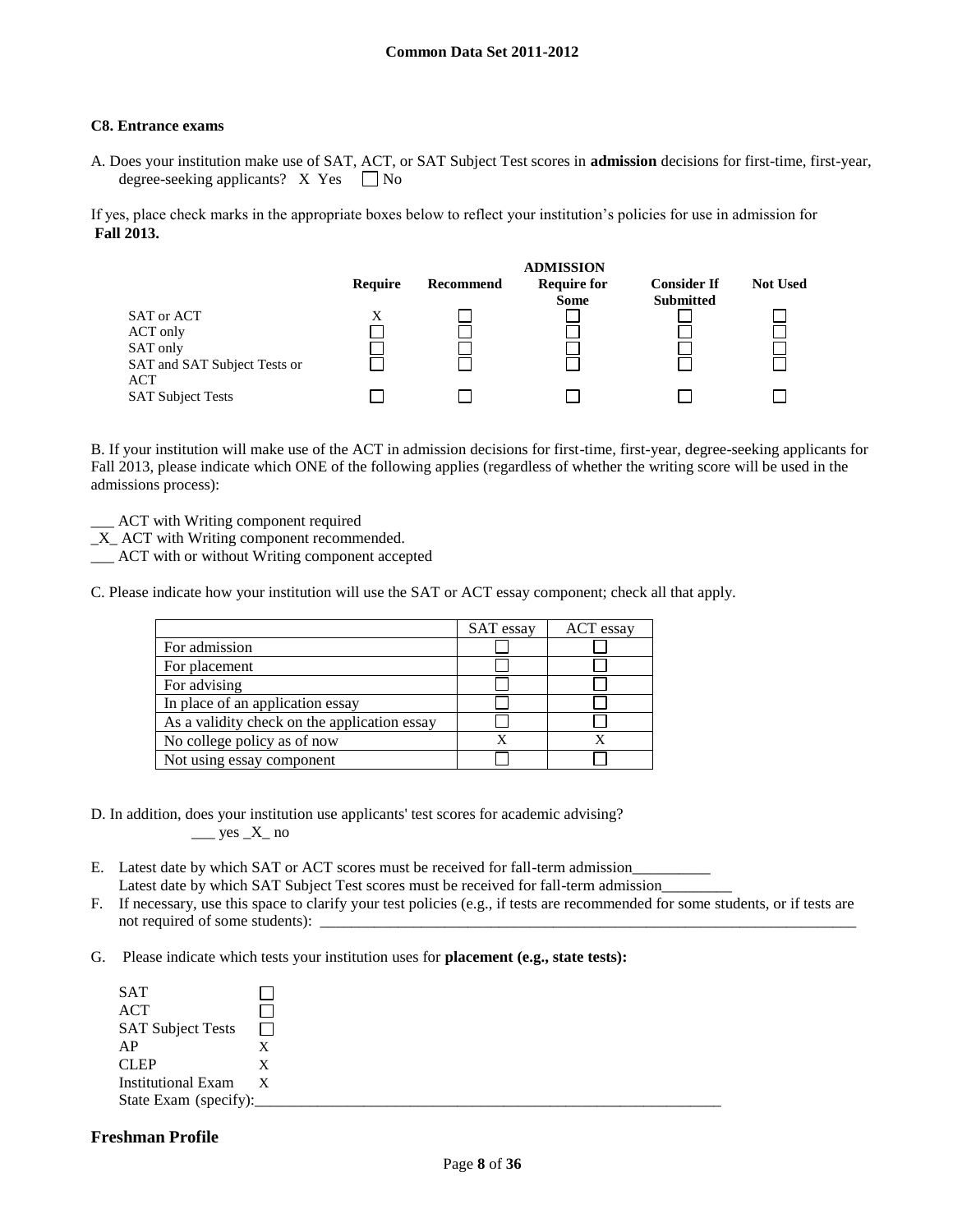### C8. Entrance exams

A. Does your institution make use of SAT, ACT, or SAT Subject Test scores in **admission** decisions for first-time, first-year, degree-seeking applicants? X Yes ☐ No

If yes, place check marks in the appropriate boxes below to reflect your institution's policies for use in admission for **Fall 2013.**

| | ADMISSION | | | | |
|---|---|---|---|---|---|
| | **Require** | **Recommend** | **Require for Some** | **Consider If Submitted** | **Not Used** |
| SAT or ACT | X | ☐ | ☐ | ☐ | ☐ |
| ACT only | ☐ | ☐ | ☐ | ☐ | ☐ |
| SAT only | ☐ | ☐ | ☐ | ☐ | ☐ |
| SAT and SAT Subject Tests or ACT | ☐ | ☐ | ☐ | ☐ | ☐ |
| SAT Subject Tests | ☐ | ☐ | ☐ | ☐ | ☐ |

B. If your institution will make use of the ACT in admission decisions for first-time, first-year, degree-seeking applicants for Fall 2013, please indicate which ONE of the following applies (regardless of whether the writing score will be used in the admissions process):

___ ACT with Writing component required
_X_ ACT with Writing component recommended.
___ ACT with or without Writing component accepted

C. Please indicate how your institution will use the SAT or ACT essay component; check all that apply.

| | SAT essay | ACT essay |
|---|---|---|
| For admission | ☐ | ☐ |
| For placement | ☐ | ☐ |
| For advising | ☐ | ☐ |
| In place of an application essay | ☐ | ☐ |
| As a validity check on the application essay | ☐ | ☐ |
| No college policy as of now | X | X |
| Not using essay component | ☐ | ☐ |

D. In addition, does your institution use applicants' test scores for academic advising?
___ yes _X_ no

E. Latest date by which SAT or ACT scores must be received for fall-term admission__________
Latest date by which SAT Subject Test scores must be received for fall-term admission_________

F. If necessary, use this space to clarify your test policies (e.g., if tests are recommended for some students, or if tests are not required of some students): ______________________________________________________________________

G. Please indicate which tests your institution uses for **placement (e.g., state tests):**

| | |
|---|---|
| SAT | ☐ |
| ACT | ☐ |
| SAT Subject Tests | ☐ |
| AP | X |
| CLEP | X |
| Institutional Exam | X |

State Exam (specify):______________________________________________________________

## Freshman Profile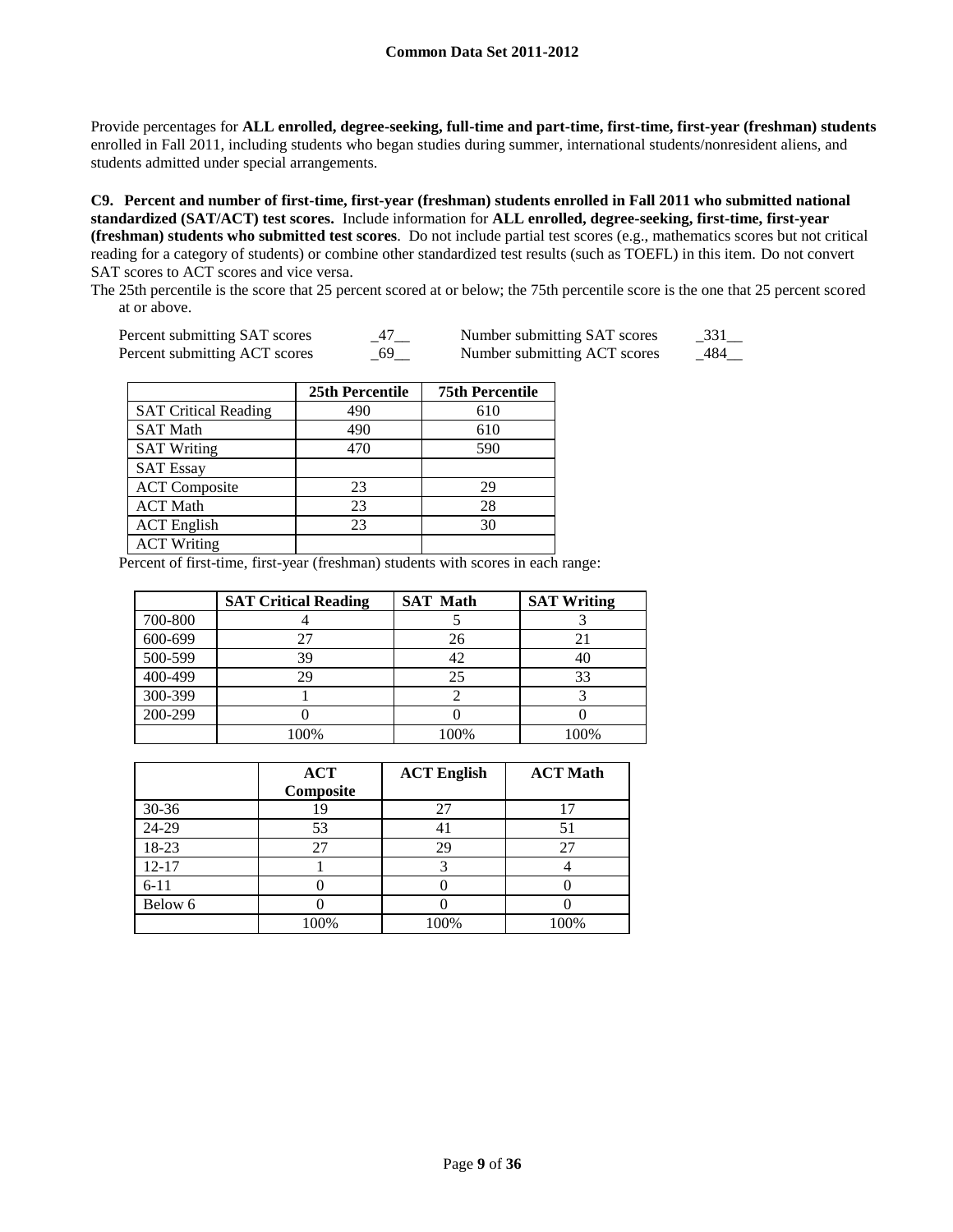Provide percentages for **ALL enrolled, degree-seeking, full-time and part-time, first-time, first-year (freshman) students** enrolled in Fall 2011, including students who began studies during summer, international students/nonresident aliens, and students admitted under special arrangements.

**C9. Percent and number of first-time, first-year (freshman) students enrolled in Fall 2011 who submitted national standardized (SAT/ACT) test scores.** Include information for **ALL enrolled, degree-seeking, first-time, first-year (freshman) students who submitted test scores**. Do not include partial test scores (e.g., mathematics scores but not critical reading for a category of students) or combine other standardized test results (such as TOEFL) in this item. Do not convert SAT scores to ACT scores and vice versa.

The 25th percentile is the score that 25 percent scored at or below; the 75th percentile score is the one that 25 percent scored at or above.

| | | | |
|---|---|---|---|
| Percent submitting SAT scores | 47 | Number submitting SAT scores | 331 |
| Percent submitting ACT scores | 69 | Number submitting ACT scores | 484 |

| | 25th Percentile | 75th Percentile |
|---|---|---|
| SAT Critical Reading | 490 | 610 |
| SAT Math | 490 | 610 |
| SAT Writing | 470 | 590 |
| SAT Essay | | |
| ACT Composite | 23 | 29 |
| ACT Math | 23 | 28 |
| ACT English | 23 | 30 |
| ACT Writing | | |

Percent of first-time, first-year (freshman) students with scores in each range:

| | SAT Critical Reading | SAT Math | SAT Writing |
|---|---|---|---|
| 700-800 | 4 | 5 | 3 |
| 600-699 | 27 | 26 | 21 |
| 500-599 | 39 | 42 | 40 |
| 400-499 | 29 | 25 | 33 |
| 300-399 | 1 | 2 | 3 |
| 200-299 | 0 | 0 | 0 |
| | 100% | 100% | 100% |

| | ACT Composite | ACT English | ACT Math |
|---|---|---|---|
| 30-36 | 19 | 27 | 17 |
| 24-29 | 53 | 41 | 51 |
| 18-23 | 27 | 29 | 27 |
| 12-17 | 1 | 3 | 4 |
| 6-11 | 0 | 0 | 0 |
| Below 6 | 0 | 0 | 0 |
| | 100% | 100% | 100% |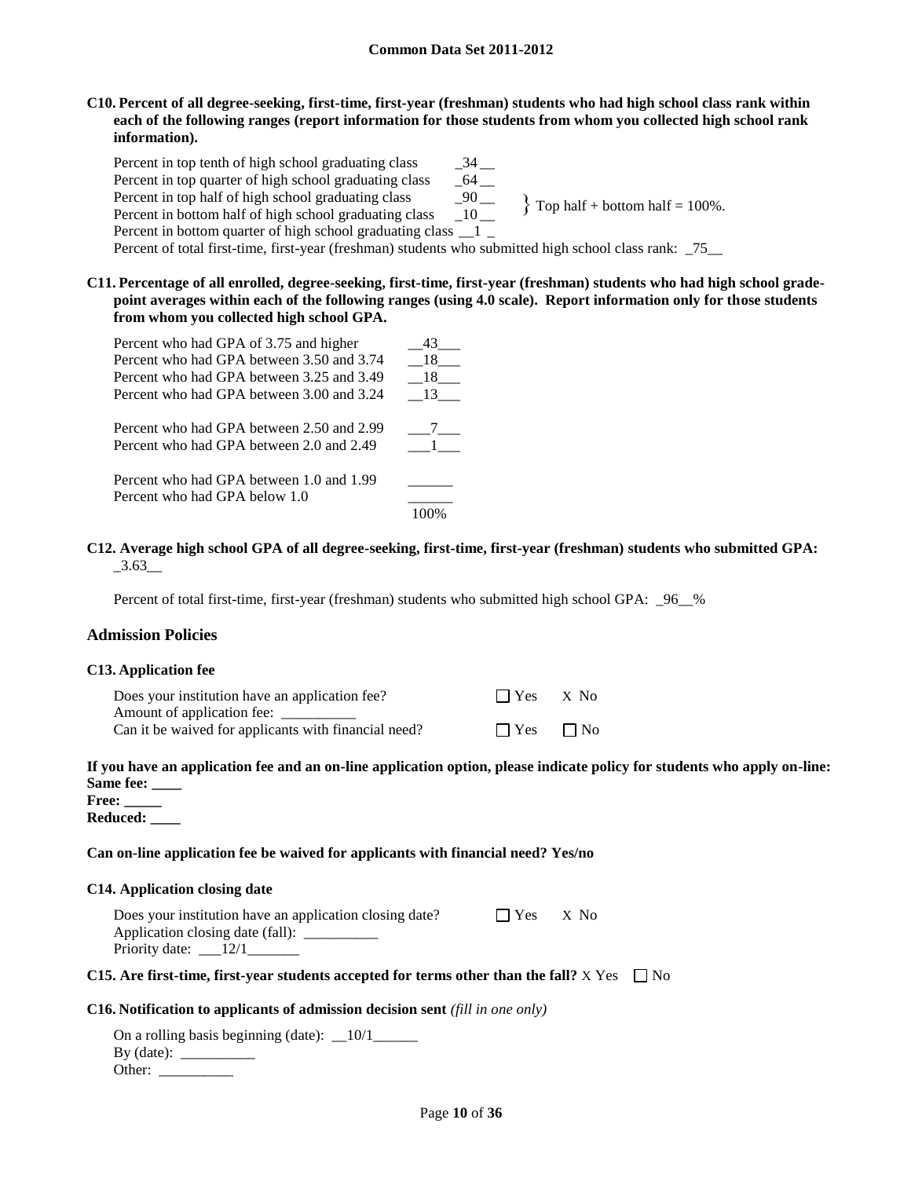**C10. Percent of all degree-seeking, first-time, first-year (freshman) students who had high school class rank within each of the following ranges (report information for those students from whom you collected high school rank information).**

| | |
|---|---|
| Percent in top tenth of high school graduating class | 34 |
| Percent in top quarter of high school graduating class | 64 |
| Percent in top half of high school graduating class | 90 |
| Percent in bottom half of high school graduating class | 10 |
| Percent in bottom quarter of high school graduating class | 1 |

} Top half + bottom half = 100%.

Percent of total first-time, first-year (freshman) students who submitted high school class rank: 75

**C11. Percentage of all enrolled, degree-seeking, first-time, first-year (freshman) students who had high school grade-point averages within each of the following ranges (using 4.0 scale). Report information only for those students from whom you collected high school GPA.**

| | |
|---|---|
| Percent who had GPA of 3.75 and higher | 43 |
| Percent who had GPA between 3.50 and 3.74 | 18 |
| Percent who had GPA between 3.25 and 3.49 | 18 |
| Percent who had GPA between 3.00 and 3.24 | 13 |
| Percent who had GPA between 2.50 and 2.99 | 7 |
| Percent who had GPA between 2.0 and 2.49 | 1 |
| Percent who had GPA between 1.0 and 1.99 | |
| Percent who had GPA below 1.0 | |
| | 100% |

**C12. Average high school GPA of all degree-seeking, first-time, first-year (freshman) students who submitted GPA:** 3.63

Percent of total first-time, first-year (freshman) students who submitted high school GPA: 96%

## Admission Policies

### C13. Application fee

Does your institution have an application fee? ☐ Yes X No

Amount of application fee: __________

Can it be waived for applicants with financial need? ☐ Yes ☐ No

**If you have an application fee and an on-line application option, please indicate policy for students who apply on-line:**

**Same fee:** ____

**Free:** _____

**Reduced:** ____

**Can on-line application fee be waived for applicants with financial need? Yes/no**

### C14. Application closing date

Does your institution have an application closing date? ☐ Yes X No

Application closing date (fall): __________

Priority date: 12/1

**C15. Are first-time, first-year students accepted for terms other than the fall?** X Yes ☐ No

**C16. Notification to applicants of admission decision sent** *(fill in one only)*

On a rolling basis beginning (date): 10/1

By (date): __________

Other: __________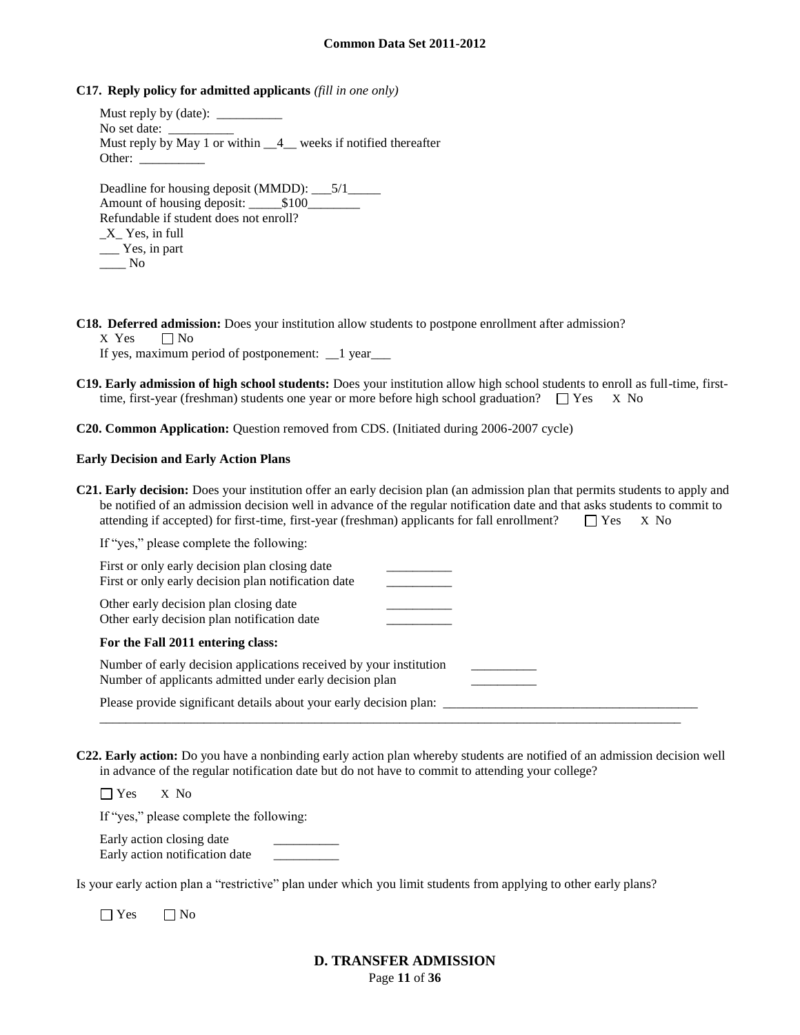**C17. Reply policy for admitted applicants** *(fill in one only)*

Must reply by (date): __________
No set date: __________
Must reply by May 1 or within __4__ weeks if notified thereafter
Other: __________

Deadline for housing deposit (MMDD): ___5/1_____
Amount of housing deposit: _____$100________
Refundable if student does not enroll?
_X_ Yes, in full
___ Yes, in part
____ No

**C18. Deferred admission:** Does your institution allow students to postpone enrollment after admission?
X Yes ☐ No
If yes, maximum period of postponement: __1 year___

**C19. Early admission of high school students:** Does your institution allow high school students to enroll as full-time, first-time, first-year (freshman) students one year or more before high school graduation? ☐ Yes X No

**C20. Common Application:** Question removed from CDS. (Initiated during 2006-2007 cycle)

**Early Decision and Early Action Plans**

**C21. Early decision:** Does your institution offer an early decision plan (an admission plan that permits students to apply and be notified of an admission decision well in advance of the regular notification date and that asks students to commit to attending if accepted) for first-time, first-year (freshman) applicants for fall enrollment? ☐ Yes X No

If "yes," please complete the following:

First or only early decision plan closing date __________
First or only early decision plan notification date __________

Other early decision plan closing date __________
Other early decision plan notification date __________

**For the Fall 2011 entering class:**

Number of early decision applications received by your institution __________
Number of applicants admitted under early decision plan __________

Please provide significant details about your early decision plan: ________________________________________
____________________________________________________________________________________________

**C22. Early action:** Do you have a nonbinding early action plan whereby students are notified of an admission decision well in advance of the regular notification date but do not have to commit to attending your college?

☐ Yes X No

If "yes," please complete the following:

Early action closing date __________
Early action notification date __________

Is your early action plan a "restrictive" plan under which you limit students from applying to other early plans?

☐ Yes ☐ No

**D. TRANSFER ADMISSION**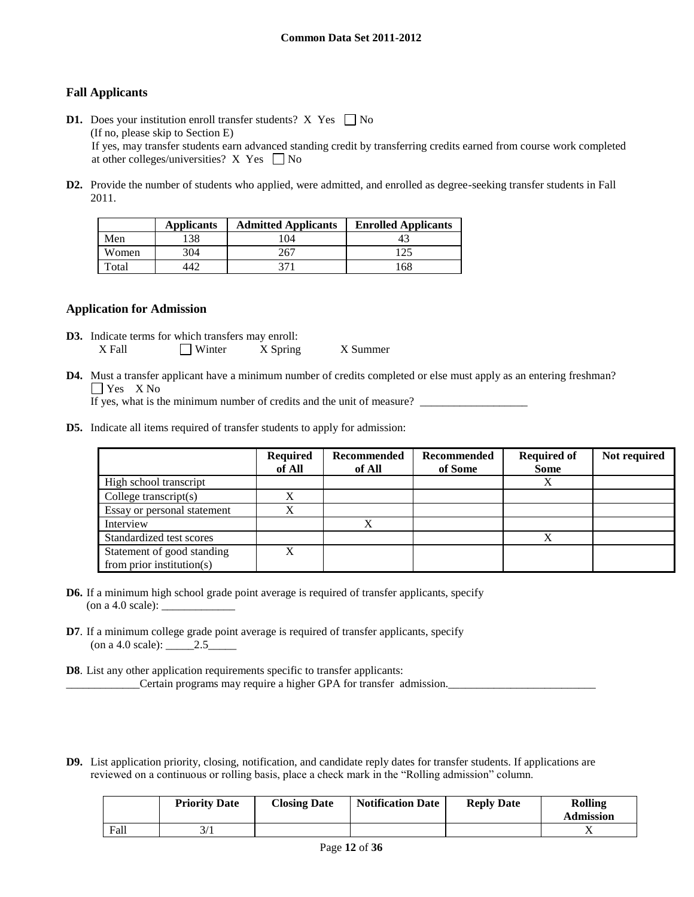## Fall Applicants

**D1.** Does your institution enroll transfer students? X Yes ☐ No
(If no, please skip to Section E)
If yes, may transfer students earn advanced standing credit by transferring credits earned from course work completed at other colleges/universities? X Yes ☐ No

**D2.** Provide the number of students who applied, were admitted, and enrolled as degree-seeking transfer students in Fall 2011.

| | Applicants | Admitted Applicants | Enrolled Applicants |
|---|---|---|---|
| Men | 138 | 104 | 43 |
| Women | 304 | 267 | 125 |
| Total | 442 | 371 | 168 |

## Application for Admission

**D3.** Indicate terms for which transfers may enroll:
X Fall ☐ Winter X Spring X Summer

**D4.** Must a transfer applicant have a minimum number of credits completed or else must apply as an entering freshman?
☐ Yes X No
If yes, what is the minimum number of credits and the unit of measure? ___________________

**D5.** Indicate all items required of transfer students to apply for admission:

| | Required of All | Recommended of All | Recommended of Some | Required of Some | Not required |
|---|---|---|---|---|---|
| High school transcript | | | | X | |
| College transcript(s) | X | | | | |
| Essay or personal statement | X | | | | |
| Interview | | X | | | |
| Standardized test scores | | | | X | |
| Statement of good standing from prior institution(s) | X | | | | |

**D6.** If a minimum high school grade point average is required of transfer applicants, specify (on a 4.0 scale): _____________

**D7**. If a minimum college grade point average is required of transfer applicants, specify (on a 4.0 scale): _____2.5_____

**D8**. List any other application requirements specific to transfer applicants:
_____________Certain programs may require a higher GPA for transfer admission.__________________________

**D9.** List application priority, closing, notification, and candidate reply dates for transfer students. If applications are reviewed on a continuous or rolling basis, place a check mark in the "Rolling admission" column.

| | Priority Date | Closing Date | Notification Date | Reply Date | Rolling Admission |
|---|---|---|---|---|---|
| Fall | 3/1 | | | | X |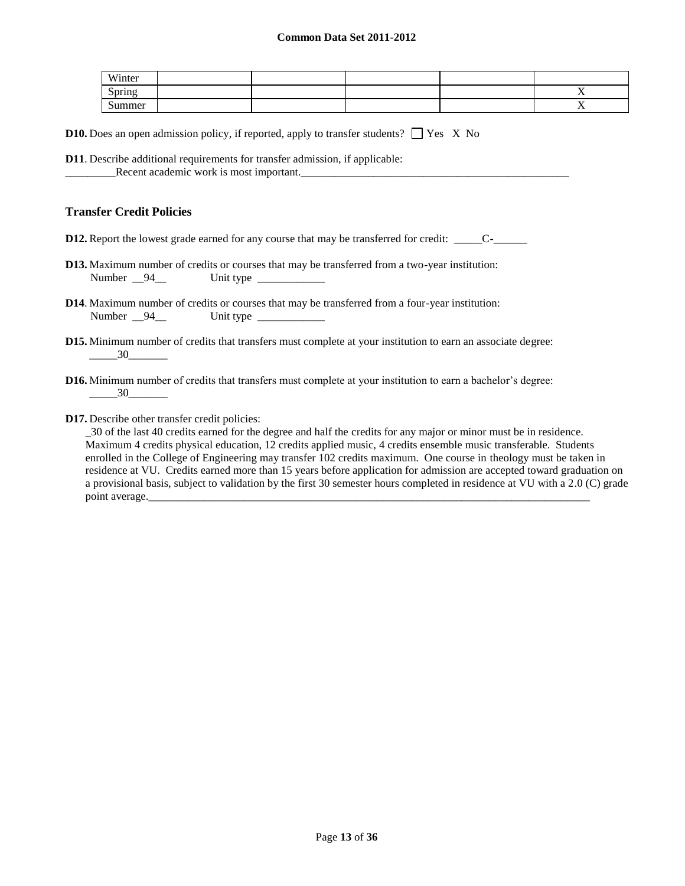| Winter | | | | | |
|---|---|---|---|---|---|
| Spring | | | | | X |
| Summer | | | | | X |

**D10.** Does an open admission policy, if reported, apply to transfer students? ☐ Yes X No

**D11**. Describe additional requirements for transfer admission, if applicable:
_________Recent academic work is most important.___________________________________________________

### Transfer Credit Policies

**D12.** Report the lowest grade earned for any course that may be transferred for credit: _____C-______

**D13.** Maximum number of credits or courses that may be transferred from a two-year institution:
Number __94__ Unit type ____________

**D14**. Maximum number of credits or courses that may be transferred from a four-year institution:
Number __94__ Unit type ____________

**D15.** Minimum number of credits that transfers must complete at your institution to earn an associate degree:
_____30_______

**D16.** Minimum number of credits that transfers must complete at your institution to earn a bachelor's degree:
_____30_______

**D17.** Describe other transfer credit policies:
_30 of the last 40 credits earned for the degree and half the credits for any major or minor must be in residence. Maximum 4 credits physical education, 12 credits applied music, 4 credits ensemble music transferable. Students enrolled in the College of Engineering may transfer 102 credits maximum. One course in theology must be taken in residence at VU. Credits earned more than 15 years before application for admission are accepted toward graduation on a provisional basis, subject to validation by the first 30 semester hours completed in residence at VU with a 2.0 (C) grade point average.___________________________________________________________________________________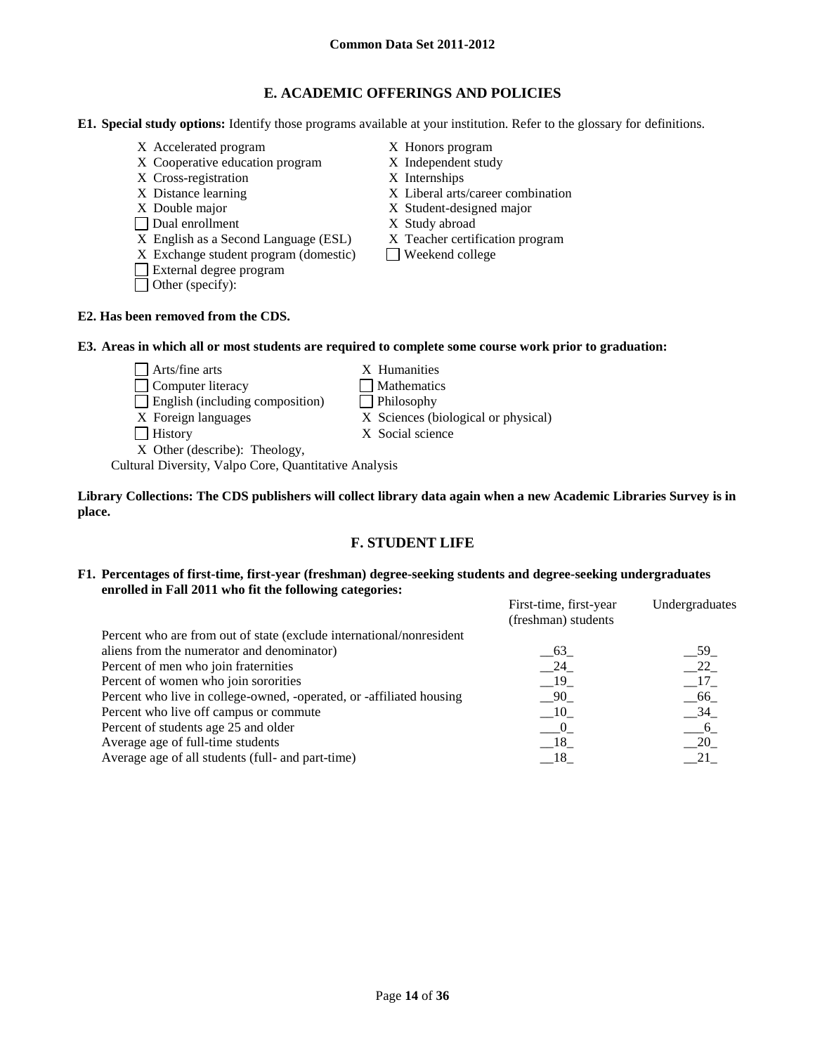## E. ACADEMIC OFFERINGS AND POLICIES

**E1. Special study options:** Identify those programs available at your institution. Refer to the glossary for definitions.

- X Accelerated program
- X Cooperative education program
- X Cross-registration
- X Distance learning
- X Double major
- ☐ Dual enrollment
- X English as a Second Language (ESL)
- X Exchange student program (domestic)
- ☐ External degree program
- ☐ Other (specify):
- X Honors program
- X Independent study
- X Internships
- X Liberal arts/career combination
- X Student-designed major
- X Study abroad
- X Teacher certification program
- ☐ Weekend college

**E2. Has been removed from the CDS.**

**E3. Areas in which all or most students are required to complete some course work prior to graduation:**

- ☐ Arts/fine arts
- ☐ Computer literacy
- ☐ English (including composition)
- X Foreign languages
- ☐ History
- X Other (describe): Theology, Cultural Diversity, Valpo Core, Quantitative Analysis
- X Humanities
- ☐ Mathematics
- ☐ Philosophy
- X Sciences (biological or physical)
- X Social science

**Library Collections: The CDS publishers will collect library data again when a new Academic Libraries Survey is in place.**

## F. STUDENT LIFE

**F1. Percentages of first-time, first-year (freshman) degree-seeking students and degree-seeking undergraduates enrolled in Fall 2011 who fit the following categories:**

| | First-time, first-year (freshman) students | Undergraduates |
|---|---|---|
| Percent who are from out of state (exclude international/nonresident aliens from the numerator and denominator) | 63 | 59 |
| Percent of men who join fraternities | 24 | 22 |
| Percent of women who join sororities | 19 | 17 |
| Percent who live in college-owned, -operated, or -affiliated housing | 90 | 66 |
| Percent who live off campus or commute | 10 | 34 |
| Percent of students age 25 and older | 0 | 6 |
| Average age of full-time students | 18 | 20 |
| Average age of all students (full- and part-time) | 18 | 21 |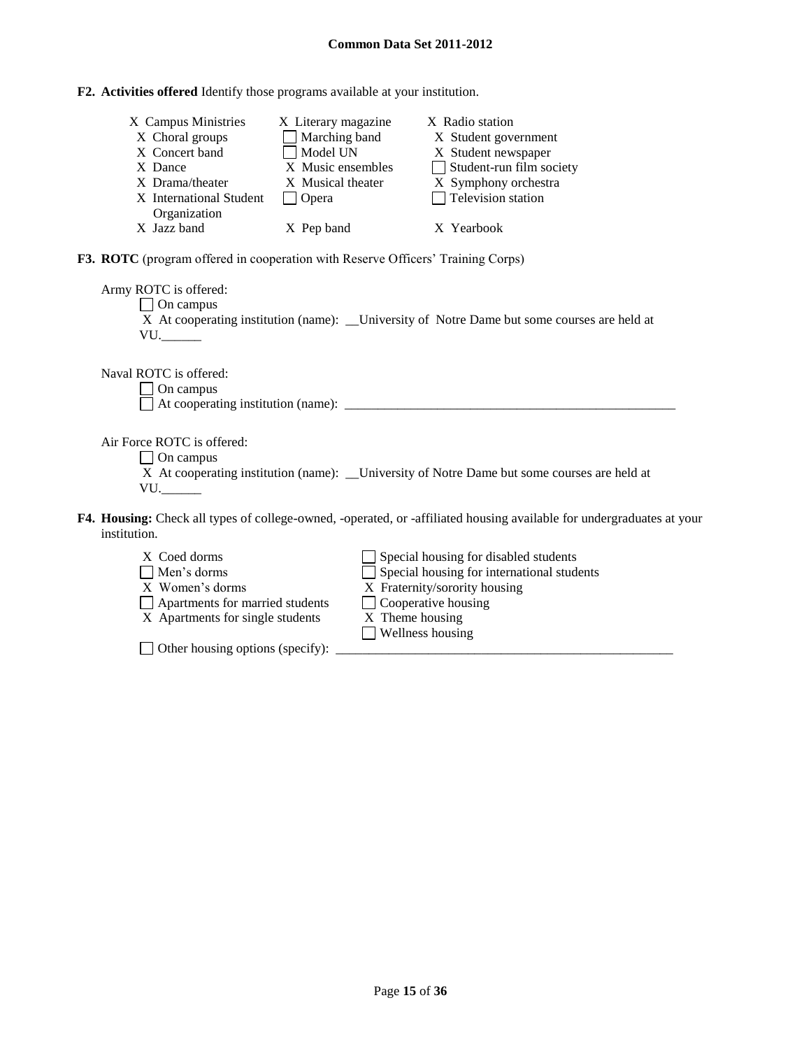**F2. Activities offered** Identify those programs available at your institution.

| | | |
|---|---|---|
| X Campus Ministries | X Literary magazine | X Radio station |
| X Choral groups | ☐ Marching band | X Student government |
| X Concert band | ☐ Model UN | X Student newspaper |
| X Dance | X Music ensembles | ☐ Student-run film society |
| X Drama/theater | X Musical theater | X Symphony orchestra |
| X International Student Organization | ☐ Opera | ☐ Television station |
| X Jazz band | X Pep band | X Yearbook |

**F3. ROTC** (program offered in cooperation with Reserve Officers' Training Corps)

Army ROTC is offered:

☐ On campus

X At cooperating institution (name): __University of Notre Dame but some courses are held at VU.______

Naval ROTC is offered:

☐ On campus

☐ At cooperating institution (name): ____________________________________________________

Air Force ROTC is offered:

☐ On campus

X At cooperating institution (name): __University of Notre Dame but some courses are held at VU.______

**F4. Housing:** Check all types of college-owned, -operated, or -affiliated housing available for undergraduates at your institution.

| | |
|---|---|
| X Coed dorms | ☐ Special housing for disabled students |
| ☐ Men's dorms | ☐ Special housing for international students |
| X Women's dorms | X Fraternity/sorority housing |
| ☐ Apartments for married students | ☐ Cooperative housing |
| X Apartments for single students | X Theme housing |
| | ☐ Wellness housing |

☐ Other housing options (specify): ____________________________________________________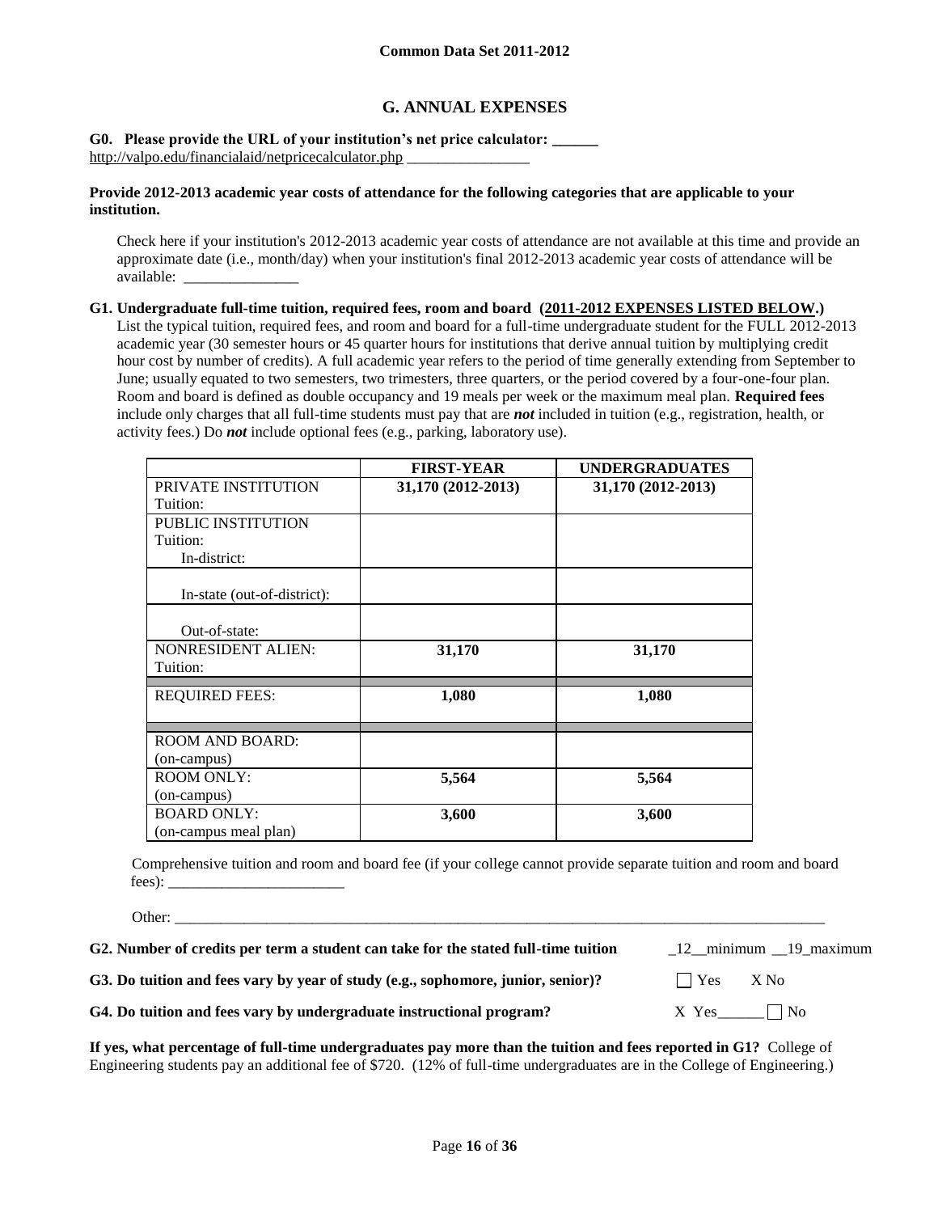## G. ANNUAL EXPENSES

**G0. Please provide the URL of your institution's net price calculator: ______**
http://valpo.edu/financialaid/netpricecalculator.php ________________

**Provide 2012-2013 academic year costs of attendance for the following categories that are applicable to your institution.**

Check here if your institution's 2012-2013 academic year costs of attendance are not available at this time and provide an approximate date (i.e., month/day) when your institution's final 2012-2013 academic year costs of attendance will be available: _______________

**G1. Undergraduate full-time tuition, required fees, room and board (2011-2012 EXPENSES LISTED BELOW.)**
List the typical tuition, required fees, and room and board for a full-time undergraduate student for the FULL 2012-2013 academic year (30 semester hours or 45 quarter hours for institutions that derive annual tuition by multiplying credit hour cost by number of credits). A full academic year refers to the period of time generally extending from September to June; usually equated to two semesters, two trimesters, three quarters, or the period covered by a four-one-four plan. Room and board is defined as double occupancy and 19 meals per week or the maximum meal plan. **Required fees** include only charges that all full-time students must pay that are ***not*** included in tuition (e.g., registration, health, or activity fees.) Do ***not*** include optional fees (e.g., parking, laboratory use).

| | FIRST-YEAR | UNDERGRADUATES |
|---|---|---|
| PRIVATE INSTITUTION Tuition: | 31,170 (2012-2013) | 31,170 (2012-2013) |
| PUBLIC INSTITUTION Tuition: In-district: | | |
| In-state (out-of-district): | | |
| Out-of-state: | | |
| NONRESIDENT ALIEN: Tuition: | 31,170 | 31,170 |
| REQUIRED FEES: | 1,080 | 1,080 |
| ROOM AND BOARD: (on-campus) | | |
| ROOM ONLY: (on-campus) | 5,564 | 5,564 |
| BOARD ONLY: (on-campus meal plan) | 3,600 | 3,600 |

Comprehensive tuition and room and board fee (if your college cannot provide separate tuition and room and board fees): _______________________

Other: ________________________________________________________________________________________

**G2. Number of credits per term a student can take for the stated full-time tuition** _12__minimum __19_maximum

**G3. Do tuition and fees vary by year of study (e.g., sophomore, junior, senior)?** ☐ Yes X No

**G4. Do tuition and fees vary by undergraduate instructional program?** X Yes______ ☐ No

**If yes, what percentage of full-time undergraduates pay more than the tuition and fees reported in G1?** College of Engineering students pay an additional fee of $720. (12% of full-time undergraduates are in the College of Engineering.)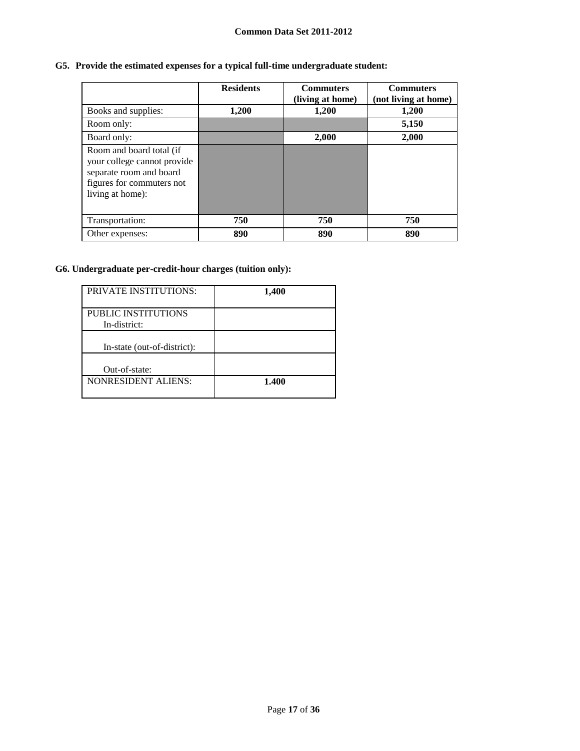**G5. Provide the estimated expenses for a typical full-time undergraduate student:**

| | Residents | Commuters (living at home) | Commuters (not living at home) |
|---|---|---|---|
| Books and supplies: | 1,200 | 1,200 | 1,200 |
| Room only: | | | 5,150 |
| Board only: | | 2,000 | 2,000 |
| Room and board total (if your college cannot provide separate room and board figures for commuters not living at home): | | | |
| Transportation: | 750 | 750 | 750 |
| Other expenses: | 890 | 890 | 890 |

**G6. Undergraduate per-credit-hour charges (tuition only):**

| | |
|---|---|
| PRIVATE INSTITUTIONS: | 1,400 |
| PUBLIC INSTITUTIONS In-district: | |
| In-state (out-of-district): | |
| Out-of-state: | |
| NONRESIDENT ALIENS: | 1.400 |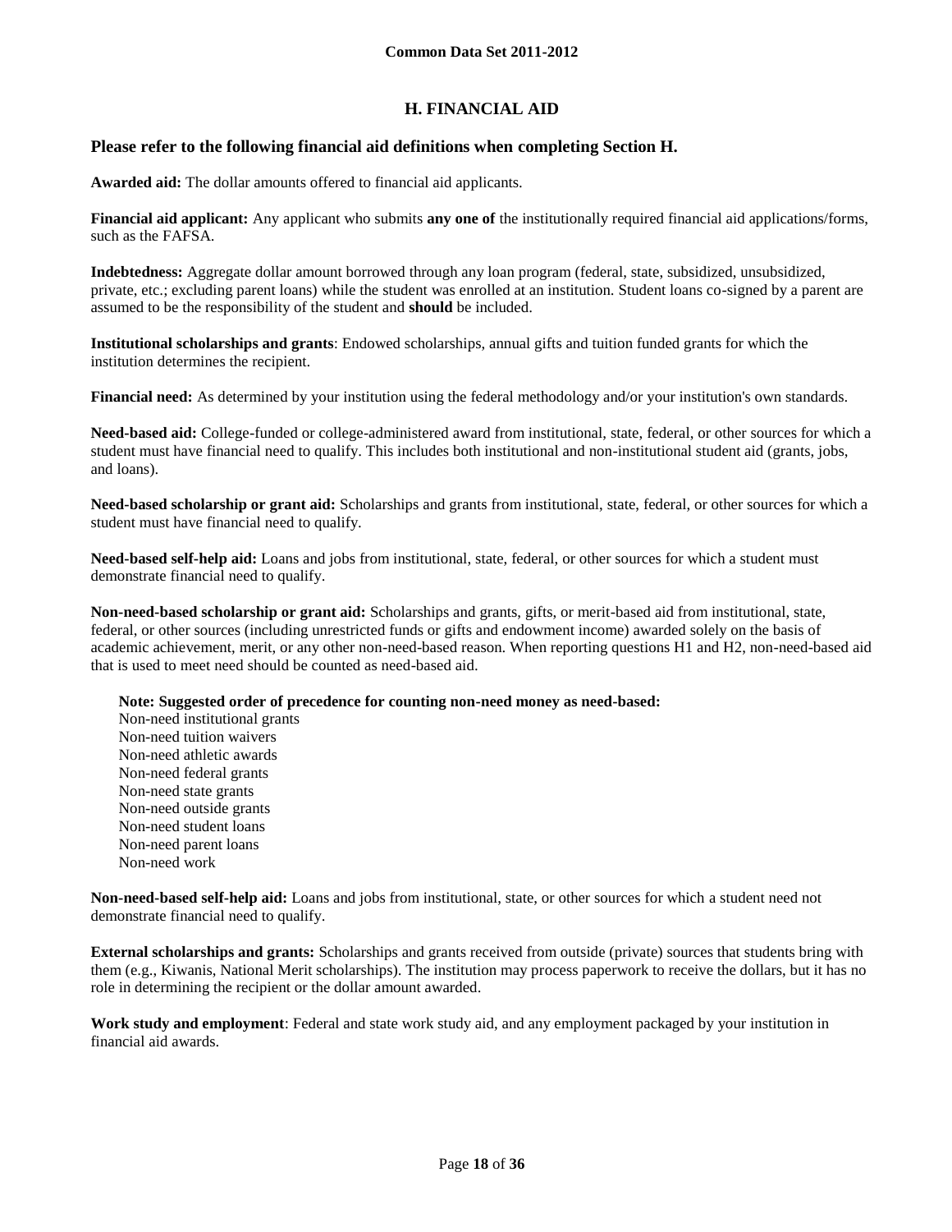## H. FINANCIAL AID

### Please refer to the following financial aid definitions when completing Section H.

**Awarded aid:** The dollar amounts offered to financial aid applicants.

**Financial aid applicant:** Any applicant who submits **any one of** the institutionally required financial aid applications/forms, such as the FAFSA.

**Indebtedness:** Aggregate dollar amount borrowed through any loan program (federal, state, subsidized, unsubsidized, private, etc.; excluding parent loans) while the student was enrolled at an institution. Student loans co-signed by a parent are assumed to be the responsibility of the student and **should** be included.

**Institutional scholarships and grants**: Endowed scholarships, annual gifts and tuition funded grants for which the institution determines the recipient.

**Financial need:** As determined by your institution using the federal methodology and/or your institution's own standards.

**Need-based aid:** College-funded or college-administered award from institutional, state, federal, or other sources for which a student must have financial need to qualify. This includes both institutional and non-institutional student aid (grants, jobs, and loans).

**Need-based scholarship or grant aid:** Scholarships and grants from institutional, state, federal, or other sources for which a student must have financial need to qualify.

**Need-based self-help aid:** Loans and jobs from institutional, state, federal, or other sources for which a student must demonstrate financial need to qualify.

**Non-need-based scholarship or grant aid:** Scholarships and grants, gifts, or merit-based aid from institutional, state, federal, or other sources (including unrestricted funds or gifts and endowment income) awarded solely on the basis of academic achievement, merit, or any other non-need-based reason. When reporting questions H1 and H2, non-need-based aid that is used to meet need should be counted as need-based aid.

**Note: Suggested order of precedence for counting non-need money as need-based:**
Non-need institutional grants
Non-need tuition waivers
Non-need athletic awards
Non-need federal grants
Non-need state grants
Non-need outside grants
Non-need student loans
Non-need parent loans
Non-need work

**Non-need-based self-help aid:** Loans and jobs from institutional, state, or other sources for which a student need not demonstrate financial need to qualify.

**External scholarships and grants:** Scholarships and grants received from outside (private) sources that students bring with them (e.g., Kiwanis, National Merit scholarships). The institution may process paperwork to receive the dollars, but it has no role in determining the recipient or the dollar amount awarded.

**Work study and employment**: Federal and state work study aid, and any employment packaged by your institution in financial aid awards.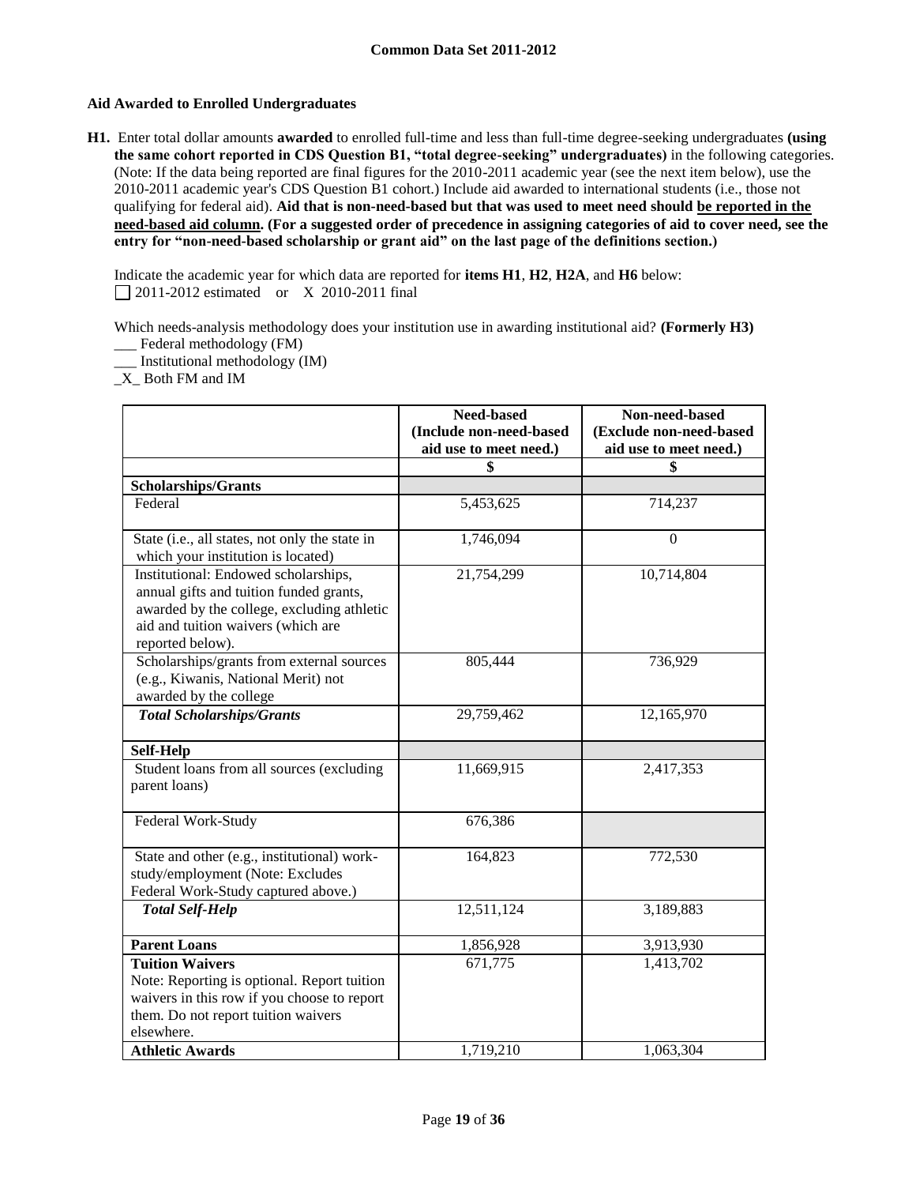**Aid Awarded to Enrolled Undergraduates**

**H1.** Enter total dollar amounts **awarded** to enrolled full-time and less than full-time degree-seeking undergraduates **(using the same cohort reported in CDS Question B1, "total degree-seeking" undergraduates)** in the following categories. (Note: If the data being reported are final figures for the 2010-2011 academic year (see the next item below), use the 2010-2011 academic year's CDS Question B1 cohort.) Include aid awarded to international students (i.e., those not qualifying for federal aid). **Aid that is non-need-based but that was used to meet need should be reported in the need-based aid column. (For a suggested order of precedence in assigning categories of aid to cover need, see the entry for "non-need-based scholarship or grant aid" on the last page of the definitions section.)**

Indicate the academic year for which data are reported for **items H1**, **H2**, **H2A**, and **H6** below:
☐ 2011-2012 estimated or X 2010-2011 final

Which needs-analysis methodology does your institution use in awarding institutional aid? **(Formerly H3)**
___ Federal methodology (FM)
___ Institutional methodology (IM)
_X_ Both FM and IM

| | Need-based (Include non-need-based aid use to meet need.) | Non-need-based (Exclude non-need-based aid use to meet need.) |
|---|---|---|
| | $ | $ |
| **Scholarships/Grants** | | |
| Federal | 5,453,625 | 714,237 |
| State (i.e., all states, not only the state in which your institution is located) | 1,746,094 | 0 |
| Institutional: Endowed scholarships, annual gifts and tuition funded grants, awarded by the college, excluding athletic aid and tuition waivers (which are reported below). | 21,754,299 | 10,714,804 |
| Scholarships/grants from external sources (e.g., Kiwanis, National Merit) not awarded by the college | 805,444 | 736,929 |
| ***Total Scholarships/Grants*** | 29,759,462 | 12,165,970 |
| **Self-Help** | | |
| Student loans from all sources (excluding parent loans) | 11,669,915 | 2,417,353 |
| Federal Work-Study | 676,386 | |
| State and other (e.g., institutional) work-study/employment (Note: Excludes Federal Work-Study captured above.) | 164,823 | 772,530 |
| ***Total Self-Help*** | 12,511,124 | 3,189,883 |
| **Parent Loans** | 1,856,928 | 3,913,930 |
| **Tuition Waivers** Note: Reporting is optional. Report tuition waivers in this row if you choose to report them. Do not report tuition waivers elsewhere. | 671,775 | 1,413,702 |
| **Athletic Awards** | 1,719,210 | 1,063,304 |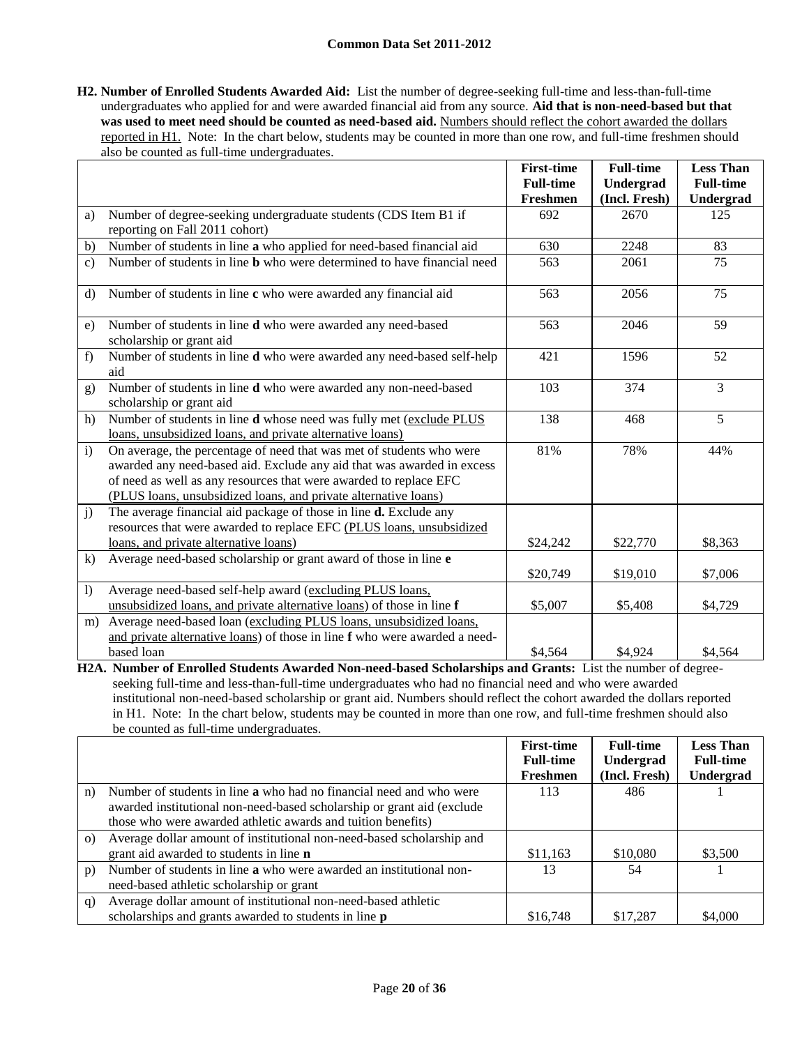**H2. Number of Enrolled Students Awarded Aid:** List the number of degree-seeking full-time and less-than-full-time undergraduates who applied for and were awarded financial aid from any source. **Aid that is non-need-based but that was used to meet need should be counted as need-based aid.** Numbers should reflect the cohort awarded the dollars reported in H1. Note: In the chart below, students may be counted in more than one row, and full-time freshmen should also be counted as full-time undergraduates.

| | | First-time Full-time Freshmen | Full-time Undergrad (Incl. Fresh) | Less Than Full-time Undergrad |
|---|---|---|---|---|
| a) | Number of degree-seeking undergraduate students (CDS Item B1 if reporting on Fall 2011 cohort) | 692 | 2670 | 125 |
| b) | Number of students in line **a** who applied for need-based financial aid | 630 | 2248 | 83 |
| c) | Number of students in line **b** who were determined to have financial need | 563 | 2061 | 75 |
| d) | Number of students in line **c** who were awarded any financial aid | 563 | 2056 | 75 |
| e) | Number of students in line **d** who were awarded any need-based scholarship or grant aid | 563 | 2046 | 59 |
| f) | Number of students in line **d** who were awarded any need-based self-help aid | 421 | 1596 | 52 |
| g) | Number of students in line **d** who were awarded any non-need-based scholarship or grant aid | 103 | 374 | 3 |
| h) | Number of students in line **d** whose need was fully met (exclude PLUS loans, unsubsidized loans, and private alternative loans) | 138 | 468 | 5 |
| i) | On average, the percentage of need that was met of students who were awarded any need-based aid. Exclude any aid that was awarded in excess of need as well as any resources that were awarded to replace EFC (PLUS loans, unsubsidized loans, and private alternative loans) | 81% | 78% | 44% |
| j) | The average financial aid package of those in line **d.** Exclude any resources that were awarded to replace EFC (PLUS loans, unsubsidized loans, and private alternative loans) | $24,242 | $22,770 | $8,363 |
| k) | Average need-based scholarship or grant award of those in line **e** | $20,749 | $19,010 | $7,006 |
| l) | Average need-based self-help award (excluding PLUS loans, unsubsidized loans, and private alternative loans) of those in line **f** | $5,007 | $5,408 | $4,729 |
| m) | Average need-based loan (excluding PLUS loans, unsubsidized loans, and private alternative loans) of those in line **f** who were awarded a need-based loan | $4,564 | $4,924 | $4,564 |

**H2A. Number of Enrolled Students Awarded Non-need-based Scholarships and Grants:** List the number of degree-seeking full-time and less-than-full-time undergraduates who had no financial need and who were awarded institutional non-need-based scholarship or grant aid. Numbers should reflect the cohort awarded the dollars reported in H1. Note: In the chart below, students may be counted in more than one row, and full-time freshmen should also be counted as full-time undergraduates.

| | | First-time Full-time Freshmen | Full-time Undergrad (Incl. Fresh) | Less Than Full-time Undergrad |
|---|---|---|---|---|
| n) | Number of students in line **a** who had no financial need and who were awarded institutional non-need-based scholarship or grant aid (exclude those who were awarded athletic awards and tuition benefits) | 113 | 486 | 1 |
| o) | Average dollar amount of institutional non-need-based scholarship and grant aid awarded to students in line **n** | $11,163 | $10,080 | $3,500 |
| p) | Number of students in line **a** who were awarded an institutional non-need-based athletic scholarship or grant | 13 | 54 | 1 |
| q) | Average dollar amount of institutional non-need-based athletic scholarships and grants awarded to students in line **p** | $16,748 | $17,287 | $4,000 |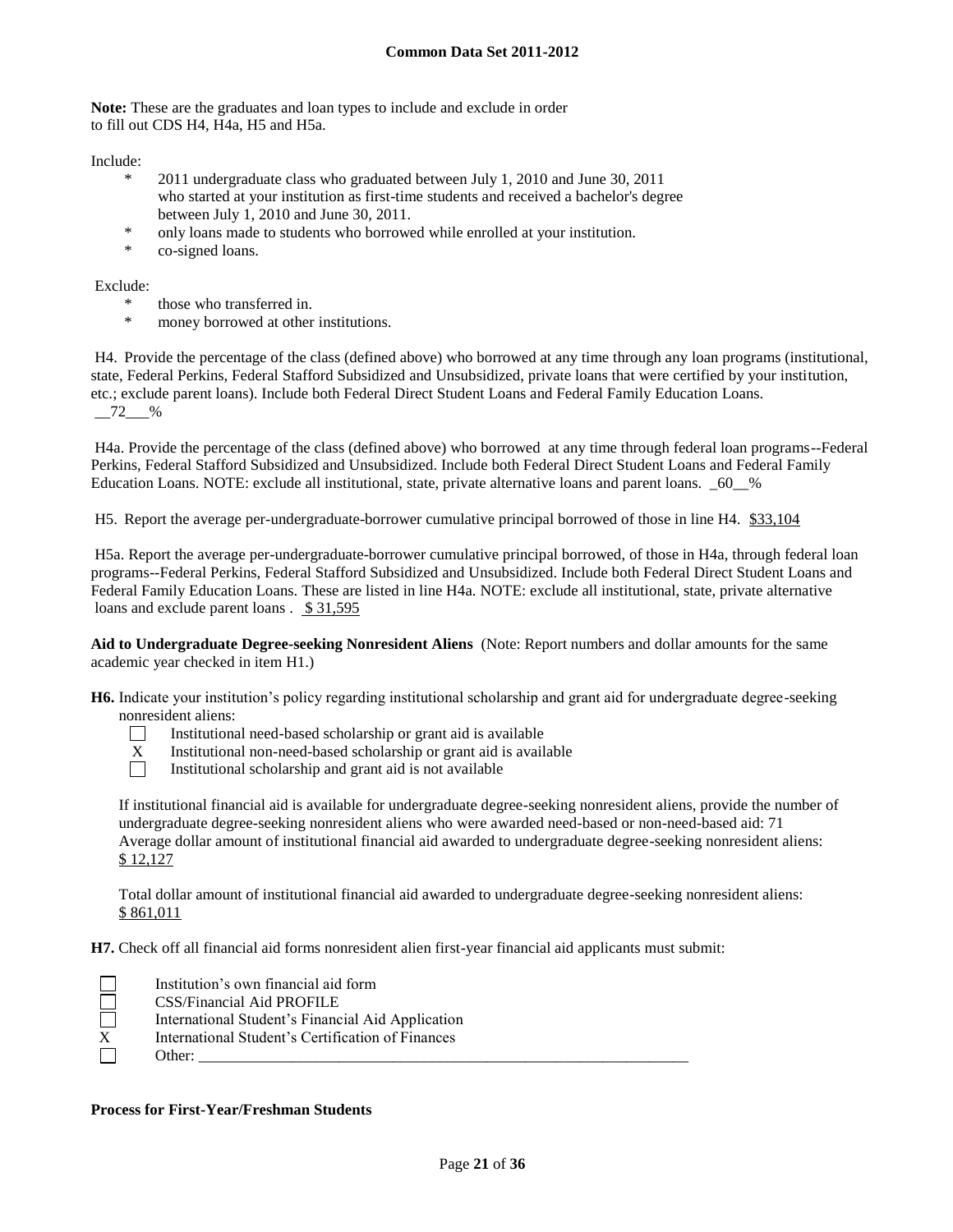**Note:** These are the graduates and loan types to include and exclude in order to fill out CDS H4, H4a, H5 and H5a.

Include:

- 2011 undergraduate class who graduated between July 1, 2010 and June 30, 2011 who started at your institution as first-time students and received a bachelor's degree between July 1, 2010 and June 30, 2011.
- only loans made to students who borrowed while enrolled at your institution.
- co-signed loans.

Exclude:

- those who transferred in.
- money borrowed at other institutions.

H4. Provide the percentage of the class (defined above) who borrowed at any time through any loan programs (institutional, state, Federal Perkins, Federal Stafford Subsidized and Unsubsidized, private loans that were certified by your institution, etc.; exclude parent loans). Include both Federal Direct Student Loans and Federal Family Education Loans. __72___%

H4a. Provide the percentage of the class (defined above) who borrowed at any time through federal loan programs--Federal Perkins, Federal Stafford Subsidized and Unsubsidized. Include both Federal Direct Student Loans and Federal Family Education Loans. NOTE: exclude all institutional, state, private alternative loans and parent loans. _60__%

H5. Report the average per-undergraduate-borrower cumulative principal borrowed of those in line H4. $33,104

H5a. Report the average per-undergraduate-borrower cumulative principal borrowed, of those in H4a, through federal loan programs--Federal Perkins, Federal Stafford Subsidized and Unsubsidized. Include both Federal Direct Student Loans and Federal Family Education Loans. These are listed in line H4a. NOTE: exclude all institutional, state, private alternative loans and exclude parent loans . $ 31,595

**Aid to Undergraduate Degree-seeking Nonresident Aliens** (Note: Report numbers and dollar amounts for the same academic year checked in item H1.)

**H6.** Indicate your institution's policy regarding institutional scholarship and grant aid for undergraduate degree-seeking nonresident aliens:

- ☐ Institutional need-based scholarship or grant aid is available
- X Institutional non-need-based scholarship or grant aid is available
- ☐ Institutional scholarship and grant aid is not available

If institutional financial aid is available for undergraduate degree-seeking nonresident aliens, provide the number of undergraduate degree-seeking nonresident aliens who were awarded need-based or non-need-based aid: 71

Average dollar amount of institutional financial aid awarded to undergraduate degree-seeking nonresident aliens: $ 12,127

Total dollar amount of institutional financial aid awarded to undergraduate degree-seeking nonresident aliens: $ 861,011

**H7.** Check off all financial aid forms nonresident alien first-year financial aid applicants must submit:

- ☐ Institution's own financial aid form
- ☐ CSS/Financial Aid PROFILE
- ☐ International Student's Financial Aid Application
- X International Student's Certification of Finances
- ☐ Other: ___________________________________________________________________

**Process for First-Year/Freshman Students**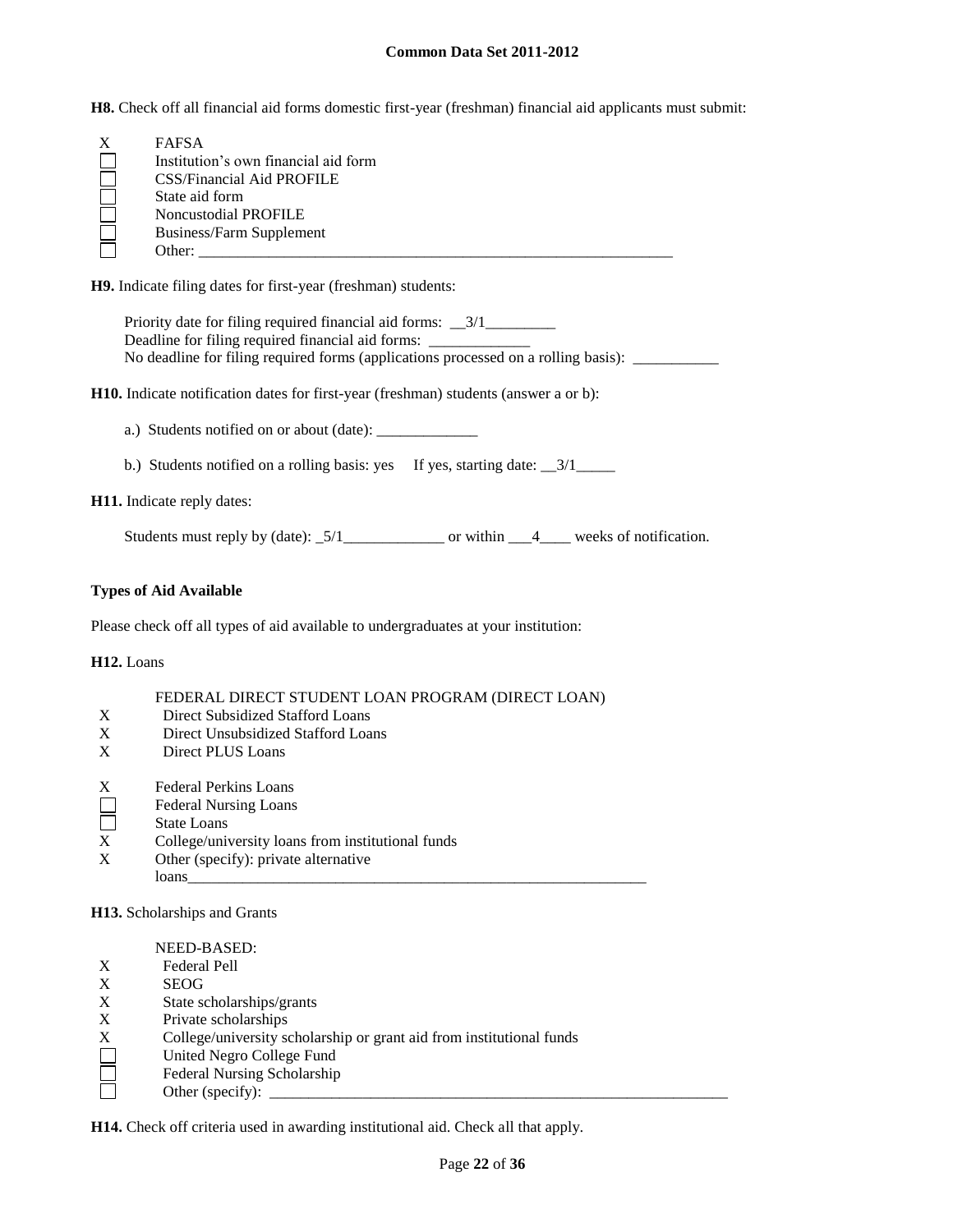**H8.** Check off all financial aid forms domestic first-year (freshman) financial aid applicants must submit:

- X FAFSA
- ☐ Institution's own financial aid form
- ☐ CSS/Financial Aid PROFILE
- ☐ State aid form
- ☐ Noncustodial PROFILE
- ☐ Business/Farm Supplement
- ☐ Other: ______________________________________________________________

**H9.** Indicate filing dates for first-year (freshman) students:

Priority date for filing required financial aid forms: __3/1_________
Deadline for filing required financial aid forms: _____________
No deadline for filing required forms (applications processed on a rolling basis): ___________

**H10.** Indicate notification dates for first-year (freshman) students (answer a or b):

a.) Students notified on or about (date): _____________

b.) Students notified on a rolling basis: yes  If yes, starting date: __3/1_____

**H11.** Indicate reply dates:

Students must reply by (date): _5/1_____________ or within ___4____ weeks of notification.

**Types of Aid Available**

Please check off all types of aid available to undergraduates at your institution:

**H12.** Loans

FEDERAL DIRECT STUDENT LOAN PROGRAM (DIRECT LOAN)

- X Direct Subsidized Stafford Loans
- X Direct Unsubsidized Stafford Loans
- X Direct PLUS Loans

- X Federal Perkins Loans
- ☐ Federal Nursing Loans
- ☐ State Loans
- X College/university loans from institutional funds
- X Other (specify): private alternative loans______________________________________________________________

**H13.** Scholarships and Grants

NEED-BASED:

- X Federal Pell
- X SEOG
- X State scholarships/grants
- X Private scholarships
- X College/university scholarship or grant aid from institutional funds
- ☐ United Negro College Fund
- ☐ Federal Nursing Scholarship
- ☐ Other (specify): ______________________________________________________________

**H14.** Check off criteria used in awarding institutional aid. Check all that apply.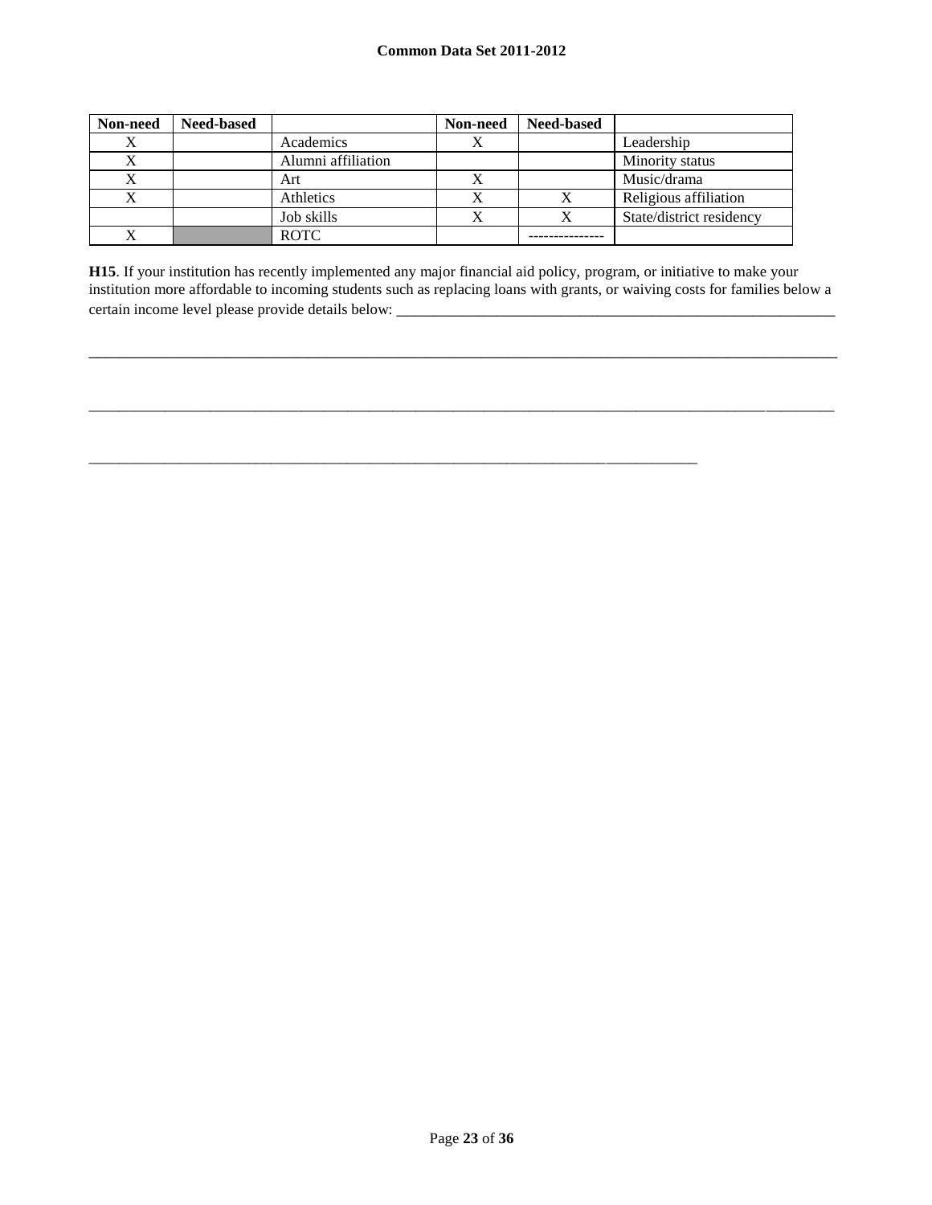| Non-need | Need-based | | Non-need | Need-based | |
|---|---|---|---|---|---|
| X | | Academics | X | | Leadership |
| X | | Alumni affiliation | | | Minority status |
| X | | Art | X | | Music/drama |
| X | | Athletics | X | X | Religious affiliation |
| | | Job skills | X | X | State/district residency |
| X | | ROTC | | --------------- | |

**H15**. If your institution has recently implemented any major financial aid policy, program, or initiative to make your institution more affordable to incoming students such as replacing loans with grants, or waiving costs for families below a certain income level please provide details below: ___________________________________________________________

_____________________________________________________________________________________________________

_____________________________________________________________________________________________________

_____________________________________________________________________________________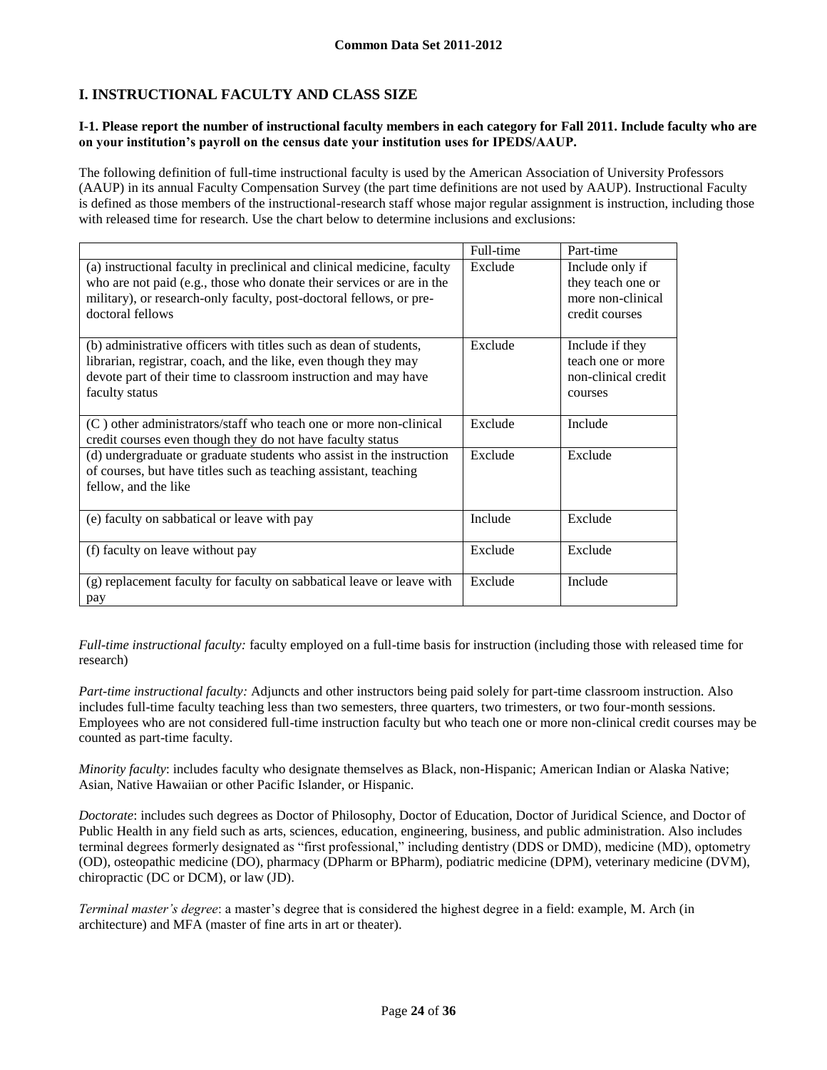## I. INSTRUCTIONAL FACULTY AND CLASS SIZE

**I-1. Please report the number of instructional faculty members in each category for Fall 2011. Include faculty who are on your institution's payroll on the census date your institution uses for IPEDS/AAUP.**

The following definition of full-time instructional faculty is used by the American Association of University Professors (AAUP) in its annual Faculty Compensation Survey (the part time definitions are not used by AAUP). Instructional Faculty is defined as those members of the instructional-research staff whose major regular assignment is instruction, including those with released time for research. Use the chart below to determine inclusions and exclusions:

| | Full-time | Part-time |
|---|---|---|
| (a) instructional faculty in preclinical and clinical medicine, faculty who are not paid (e.g., those who donate their services or are in the military), or research-only faculty, post-doctoral fellows, or pre-doctoral fellows | Exclude | Include only if they teach one or more non-clinical credit courses |
| (b) administrative officers with titles such as dean of students, librarian, registrar, coach, and the like, even though they may devote part of their time to classroom instruction and may have faculty status | Exclude | Include if they teach one or more non-clinical credit courses |
| (C ) other administrators/staff who teach one or more non-clinical credit courses even though they do not have faculty status | Exclude | Include |
| (d) undergraduate or graduate students who assist in the instruction of courses, but have titles such as teaching assistant, teaching fellow, and the like | Exclude | Exclude |
| (e) faculty on sabbatical or leave with pay | Include | Exclude |
| (f) faculty on leave without pay | Exclude | Exclude |
| (g) replacement faculty for faculty on sabbatical leave or leave with pay | Exclude | Include |

*Full-time instructional faculty:* faculty employed on a full-time basis for instruction (including those with released time for research)

*Part-time instructional faculty:* Adjuncts and other instructors being paid solely for part-time classroom instruction. Also includes full-time faculty teaching less than two semesters, three quarters, two trimesters, or two four-month sessions. Employees who are not considered full-time instruction faculty but who teach one or more non-clinical credit courses may be counted as part-time faculty.

*Minority faculty*: includes faculty who designate themselves as Black, non-Hispanic; American Indian or Alaska Native; Asian, Native Hawaiian or other Pacific Islander, or Hispanic.

*Doctorate*: includes such degrees as Doctor of Philosophy, Doctor of Education, Doctor of Juridical Science, and Doctor of Public Health in any field such as arts, sciences, education, engineering, business, and public administration. Also includes terminal degrees formerly designated as "first professional," including dentistry (DDS or DMD), medicine (MD), optometry (OD), osteopathic medicine (DO), pharmacy (DPharm or BPharm), podiatric medicine (DPM), veterinary medicine (DVM), chiropractic (DC or DCM), or law (JD).

*Terminal master's degree*: a master's degree that is considered the highest degree in a field: example, M. Arch (in architecture) and MFA (master of fine arts in art or theater).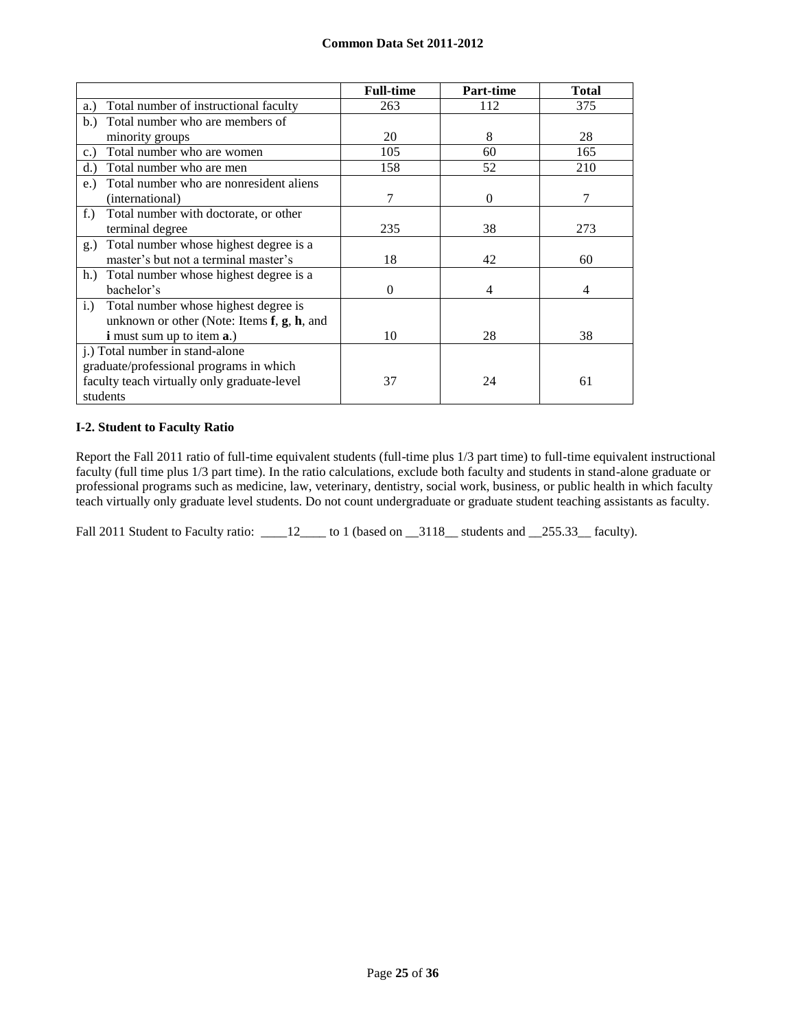| | Full-time | Part-time | Total |
|---|---|---|---|
| a.) Total number of instructional faculty | 263 | 112 | 375 |
| b.) Total number who are members of minority groups | 20 | 8 | 28 |
| c.) Total number who are women | 105 | 60 | 165 |
| d.) Total number who are men | 158 | 52 | 210 |
| e.) Total number who are nonresident aliens (international) | 7 | 0 | 7 |
| f.) Total number with doctorate, or other terminal degree | 235 | 38 | 273 |
| g.) Total number whose highest degree is a master's but not a terminal master's | 18 | 42 | 60 |
| h.) Total number whose highest degree is a bachelor's | 0 | 4 | 4 |
| i.) Total number whose highest degree is unknown or other (Note: Items **f**, **g**, **h**, and **i** must sum up to item **a**.) | 10 | 28 | 38 |
| j.) Total number in stand-alone graduate/professional programs in which faculty teach virtually only graduate-level students | 37 | 24 | 61 |

**I-2. Student to Faculty Ratio**

Report the Fall 2011 ratio of full-time equivalent students (full-time plus 1/3 part time) to full-time equivalent instructional faculty (full time plus 1/3 part time). In the ratio calculations, exclude both faculty and students in stand-alone graduate or professional programs such as medicine, law, veterinary, dentistry, social work, business, or public health in which faculty teach virtually only graduate level students. Do not count undergraduate or graduate student teaching assistants as faculty.

Fall 2011 Student to Faculty ratio: ____12____ to 1 (based on __3118__ students and __255.33__ faculty).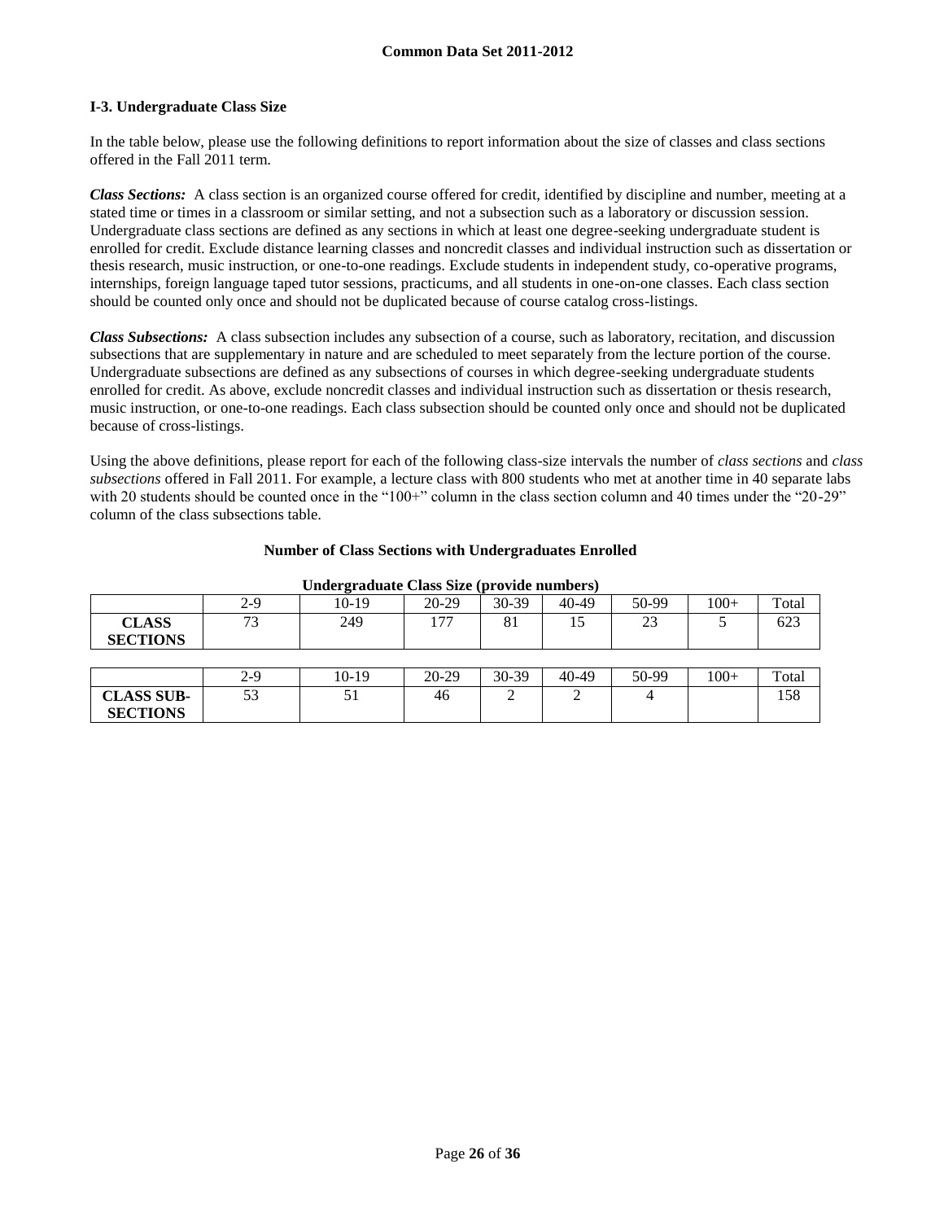**Common Data Set 2011-2012**

### I-3. Undergraduate Class Size

In the table below, please use the following definitions to report information about the size of classes and class sections offered in the Fall 2011 term.

***Class Sections:*** A class section is an organized course offered for credit, identified by discipline and number, meeting at a stated time or times in a classroom or similar setting, and not a subsection such as a laboratory or discussion session. Undergraduate class sections are defined as any sections in which at least one degree-seeking undergraduate student is enrolled for credit. Exclude distance learning classes and noncredit classes and individual instruction such as dissertation or thesis research, music instruction, or one-to-one readings. Exclude students in independent study, co-operative programs, internships, foreign language taped tutor sessions, practicums, and all students in one-on-one classes. Each class section should be counted only once and should not be duplicated because of course catalog cross-listings.

***Class Subsections:*** A class subsection includes any subsection of a course, such as laboratory, recitation, and discussion subsections that are supplementary in nature and are scheduled to meet separately from the lecture portion of the course. Undergraduate subsections are defined as any subsections of courses in which degree-seeking undergraduate students enrolled for credit. As above, exclude noncredit classes and individual instruction such as dissertation or thesis research, music instruction, or one-to-one readings. Each class subsection should be counted only once and should not be duplicated because of cross-listings.

Using the above definitions, please report for each of the following class-size intervals the number of *class sections* and *class subsections* offered in Fall 2011. For example, a lecture class with 800 students who met at another time in 40 separate labs with 20 students should be counted once in the "100+" column in the class section column and 40 times under the "20-29" column of the class subsections table.

**Number of Class Sections with Undergraduates Enrolled**

**Undergraduate Class Size (provide numbers)**

| | 2-9 | 10-19 | 20-29 | 30-39 | 40-49 | 50-99 | 100+ | Total |
|---|---|---|---|---|---|---|---|---|
| **CLASS SECTIONS** | 73 | 249 | 177 | 81 | 15 | 23 | 5 | 623 |

| | 2-9 | 10-19 | 20-29 | 30-39 | 40-49 | 50-99 | 100+ | Total |
|---|---|---|---|---|---|---|---|---|
| **CLASS SUB-SECTIONS** | 53 | 51 | 46 | 2 | 2 | 4 | | 158 |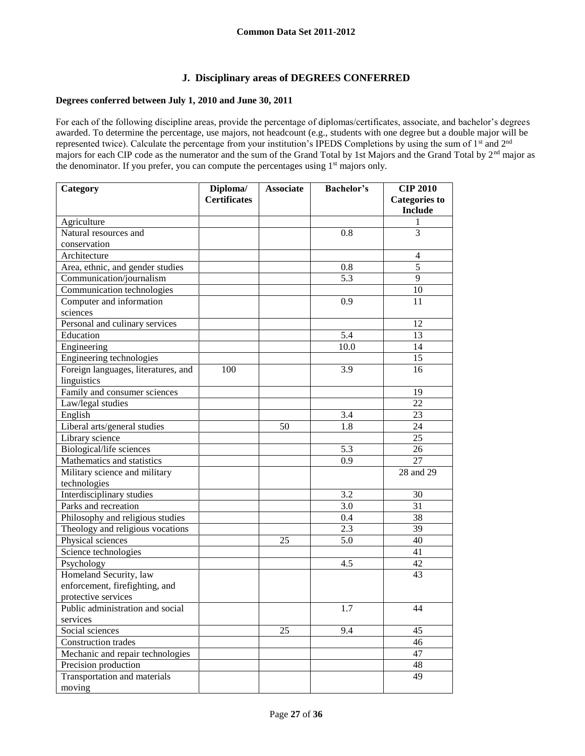## J. Disciplinary areas of DEGREES CONFERRED

**Degrees conferred between July 1, 2010 and June 30, 2011**

For each of the following discipline areas, provide the percentage of diplomas/certificates, associate, and bachelor's degrees awarded. To determine the percentage, use majors, not headcount (e.g., students with one degree but a double major will be represented twice). Calculate the percentage from your institution's IPEDS Completions by using the sum of 1st and 2nd majors for each CIP code as the numerator and the sum of the Grand Total by 1st Majors and the Grand Total by 2nd major as the denominator. If you prefer, you can compute the percentages using 1st majors only.

| Category | Diploma/ Certificates | Associate | Bachelor's | CIP 2010 Categories to Include |
|---|---|---|---|---|
| Agriculture | | | | 1 |
| Natural resources and conservation | | | 0.8 | 3 |
| Architecture | | | | 4 |
| Area, ethnic, and gender studies | | | 0.8 | 5 |
| Communication/journalism | | | 5.3 | 9 |
| Communication technologies | | | | 10 |
| Computer and information sciences | | | 0.9 | 11 |
| Personal and culinary services | | | | 12 |
| Education | | | 5.4 | 13 |
| Engineering | | | 10.0 | 14 |
| Engineering technologies | | | | 15 |
| Foreign languages, literatures, and linguistics | 100 | | 3.9 | 16 |
| Family and consumer sciences | | | | 19 |
| Law/legal studies | | | | 22 |
| English | | | 3.4 | 23 |
| Liberal arts/general studies | | 50 | 1.8 | 24 |
| Library science | | | | 25 |
| Biological/life sciences | | | 5.3 | 26 |
| Mathematics and statistics | | | 0.9 | 27 |
| Military science and military technologies | | | | 28 and 29 |
| Interdisciplinary studies | | | 3.2 | 30 |
| Parks and recreation | | | 3.0 | 31 |
| Philosophy and religious studies | | | 0.4 | 38 |
| Theology and religious vocations | | | 2.3 | 39 |
| Physical sciences | | 25 | 5.0 | 40 |
| Science technologies | | | | 41 |
| Psychology | | | 4.5 | 42 |
| Homeland Security, law enforcement, firefighting, and protective services | | | | 43 |
| Public administration and social services | | | 1.7 | 44 |
| Social sciences | | 25 | 9.4 | 45 |
| Construction trades | | | | 46 |
| Mechanic and repair technologies | | | | 47 |
| Precision production | | | | 48 |
| Transportation and materials moving | | | | 49 |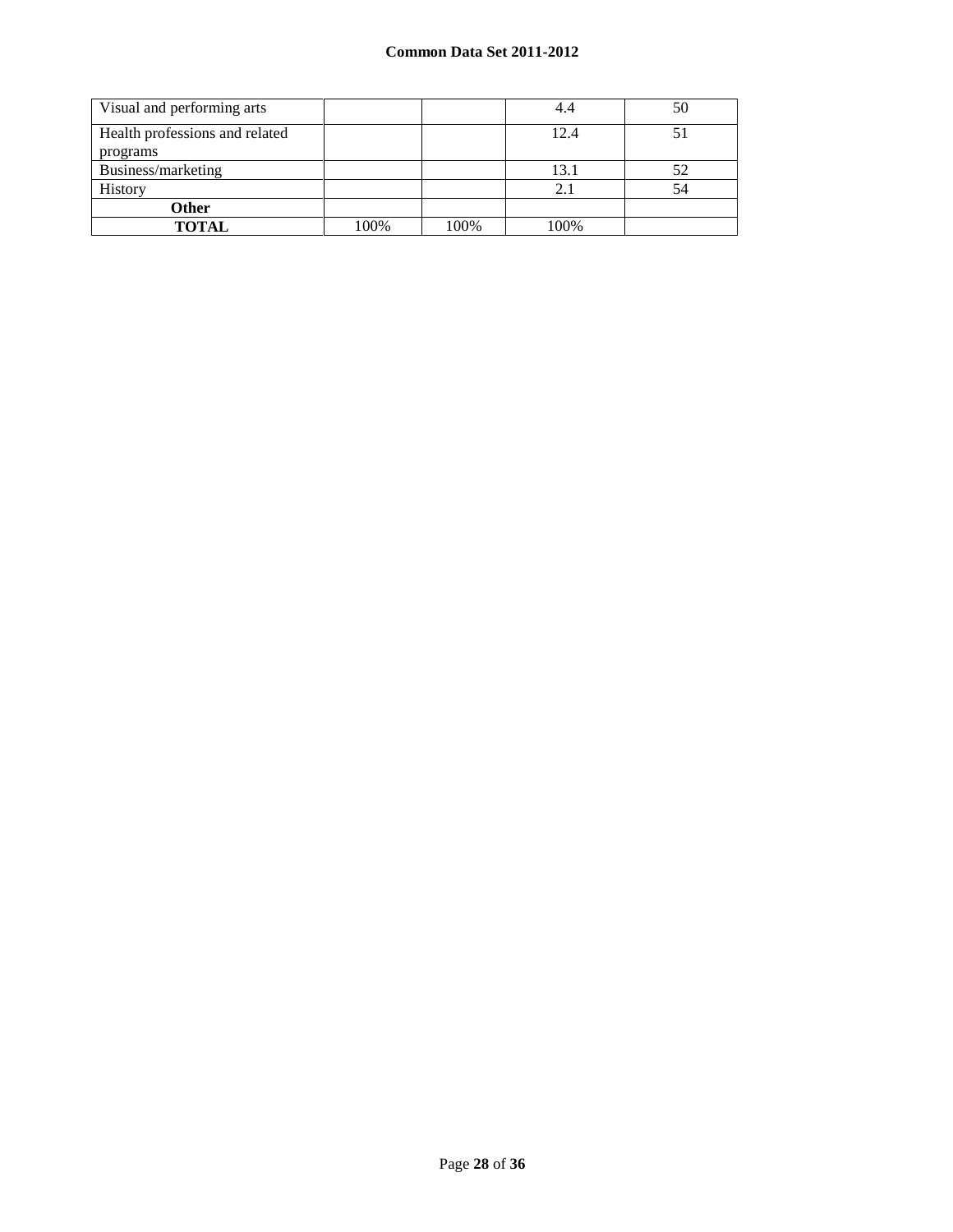| Visual and performing arts | | | 4.4 | 50 |
|---|---|---|---|---|
| Health professions and related programs | | | 12.4 | 51 |
| Business/marketing | | | 13.1 | 52 |
| History | | | 2.1 | 54 |
| **Other** | | | | |
| **TOTAL** | 100% | 100% | 100% | |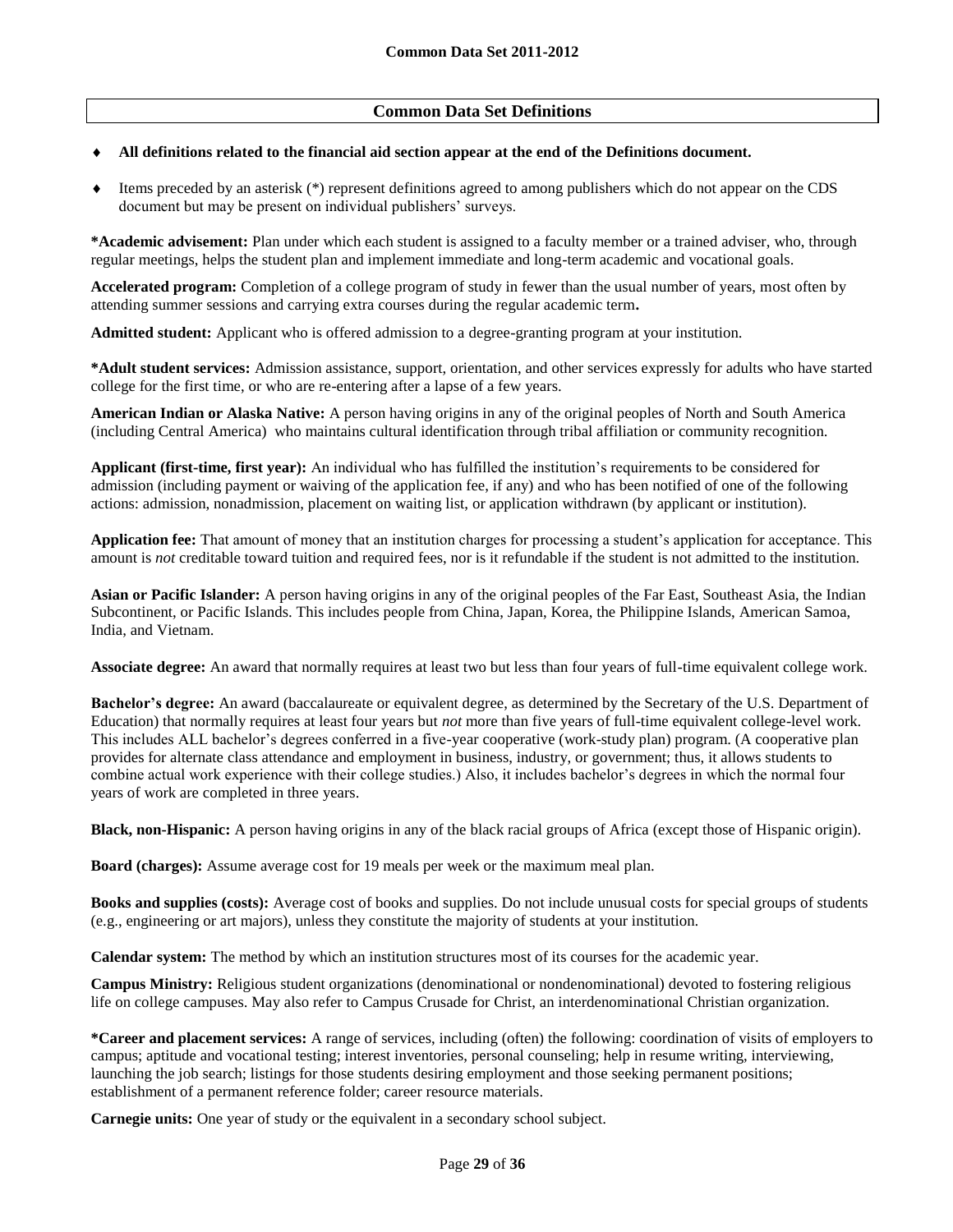## Common Data Set Definitions

- **All definitions related to the financial aid section appear at the end of the Definitions document.**
- Items preceded by an asterisk (*) represent definitions agreed to among publishers which do not appear on the CDS document but may be present on individual publishers' surveys.

**\*Academic advisement:** Plan under which each student is assigned to a faculty member or a trained adviser, who, through regular meetings, helps the student plan and implement immediate and long-term academic and vocational goals.

**Accelerated program:** Completion of a college program of study in fewer than the usual number of years, most often by attending summer sessions and carrying extra courses during the regular academic term**.**

**Admitted student:** Applicant who is offered admission to a degree-granting program at your institution.

**\*Adult student services:** Admission assistance, support, orientation, and other services expressly for adults who have started college for the first time, or who are re-entering after a lapse of a few years.

**American Indian or Alaska Native:** A person having origins in any of the original peoples of North and South America (including Central America) who maintains cultural identification through tribal affiliation or community recognition.

**Applicant (first-time, first year):** An individual who has fulfilled the institution's requirements to be considered for admission (including payment or waiving of the application fee, if any) and who has been notified of one of the following actions: admission, nonadmission, placement on waiting list, or application withdrawn (by applicant or institution).

**Application fee:** That amount of money that an institution charges for processing a student's application for acceptance. This amount is *not* creditable toward tuition and required fees, nor is it refundable if the student is not admitted to the institution.

**Asian or Pacific Islander:** A person having origins in any of the original peoples of the Far East, Southeast Asia, the Indian Subcontinent, or Pacific Islands. This includes people from China, Japan, Korea, the Philippine Islands, American Samoa, India, and Vietnam.

**Associate degree:** An award that normally requires at least two but less than four years of full-time equivalent college work.

**Bachelor's degree:** An award (baccalaureate or equivalent degree, as determined by the Secretary of the U.S. Department of Education) that normally requires at least four years but *not* more than five years of full-time equivalent college-level work. This includes ALL bachelor's degrees conferred in a five-year cooperative (work-study plan) program. (A cooperative plan provides for alternate class attendance and employment in business, industry, or government; thus, it allows students to combine actual work experience with their college studies.) Also, it includes bachelor's degrees in which the normal four years of work are completed in three years.

**Black, non-Hispanic:** A person having origins in any of the black racial groups of Africa (except those of Hispanic origin).

**Board (charges):** Assume average cost for 19 meals per week or the maximum meal plan.

**Books and supplies (costs):** Average cost of books and supplies. Do not include unusual costs for special groups of students (e.g., engineering or art majors), unless they constitute the majority of students at your institution.

**Calendar system:** The method by which an institution structures most of its courses for the academic year.

**Campus Ministry:** Religious student organizations (denominational or nondenominational) devoted to fostering religious life on college campuses. May also refer to Campus Crusade for Christ, an interdenominational Christian organization.

**\*Career and placement services:** A range of services, including (often) the following: coordination of visits of employers to campus; aptitude and vocational testing; interest inventories, personal counseling; help in resume writing, interviewing, launching the job search; listings for those students desiring employment and those seeking permanent positions; establishment of a permanent reference folder; career resource materials.

**Carnegie units:** One year of study or the equivalent in a secondary school subject.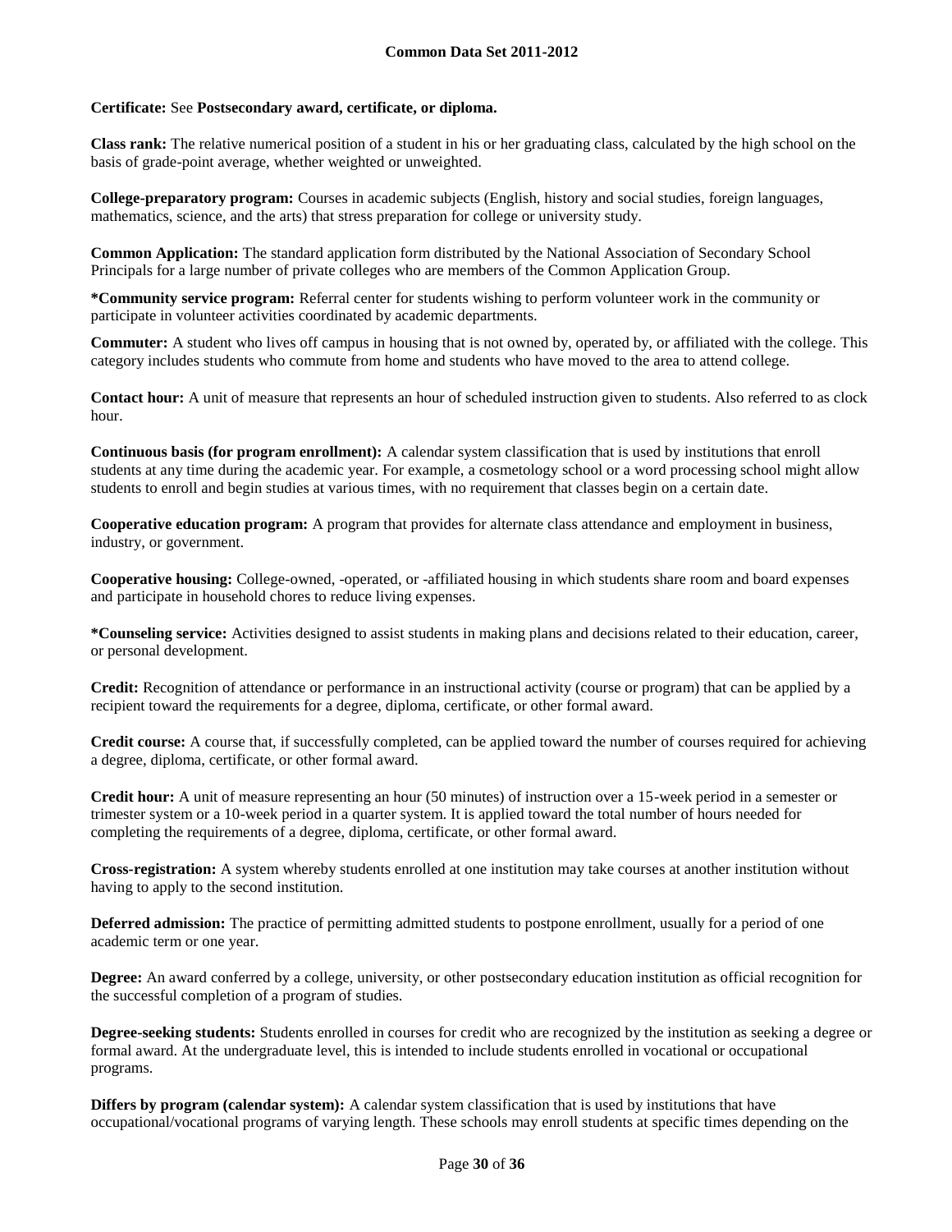**Certificate:** See **Postsecondary award, certificate, or diploma.**

**Class rank:** The relative numerical position of a student in his or her graduating class, calculated by the high school on the basis of grade-point average, whether weighted or unweighted.

**College-preparatory program:** Courses in academic subjects (English, history and social studies, foreign languages, mathematics, science, and the arts) that stress preparation for college or university study.

**Common Application:** The standard application form distributed by the National Association of Secondary School Principals for a large number of private colleges who are members of the Common Application Group.

**\*Community service program:** Referral center for students wishing to perform volunteer work in the community or participate in volunteer activities coordinated by academic departments.

**Commuter:** A student who lives off campus in housing that is not owned by, operated by, or affiliated with the college. This category includes students who commute from home and students who have moved to the area to attend college.

**Contact hour:** A unit of measure that represents an hour of scheduled instruction given to students. Also referred to as clock hour.

**Continuous basis (for program enrollment):** A calendar system classification that is used by institutions that enroll students at any time during the academic year. For example, a cosmetology school or a word processing school might allow students to enroll and begin studies at various times, with no requirement that classes begin on a certain date.

**Cooperative education program:** A program that provides for alternate class attendance and employment in business, industry, or government.

**Cooperative housing:** College-owned, -operated, or -affiliated housing in which students share room and board expenses and participate in household chores to reduce living expenses.

**\*Counseling service:** Activities designed to assist students in making plans and decisions related to their education, career, or personal development.

**Credit:** Recognition of attendance or performance in an instructional activity (course or program) that can be applied by a recipient toward the requirements for a degree, diploma, certificate, or other formal award.

**Credit course:** A course that, if successfully completed, can be applied toward the number of courses required for achieving a degree, diploma, certificate, or other formal award.

**Credit hour:** A unit of measure representing an hour (50 minutes) of instruction over a 15-week period in a semester or trimester system or a 10-week period in a quarter system. It is applied toward the total number of hours needed for completing the requirements of a degree, diploma, certificate, or other formal award.

**Cross-registration:** A system whereby students enrolled at one institution may take courses at another institution without having to apply to the second institution.

**Deferred admission:** The practice of permitting admitted students to postpone enrollment, usually for a period of one academic term or one year.

**Degree:** An award conferred by a college, university, or other postsecondary education institution as official recognition for the successful completion of a program of studies.

**Degree-seeking students:** Students enrolled in courses for credit who are recognized by the institution as seeking a degree or formal award. At the undergraduate level, this is intended to include students enrolled in vocational or occupational programs.

**Differs by program (calendar system):** A calendar system classification that is used by institutions that have occupational/vocational programs of varying length. These schools may enroll students at specific times depending on the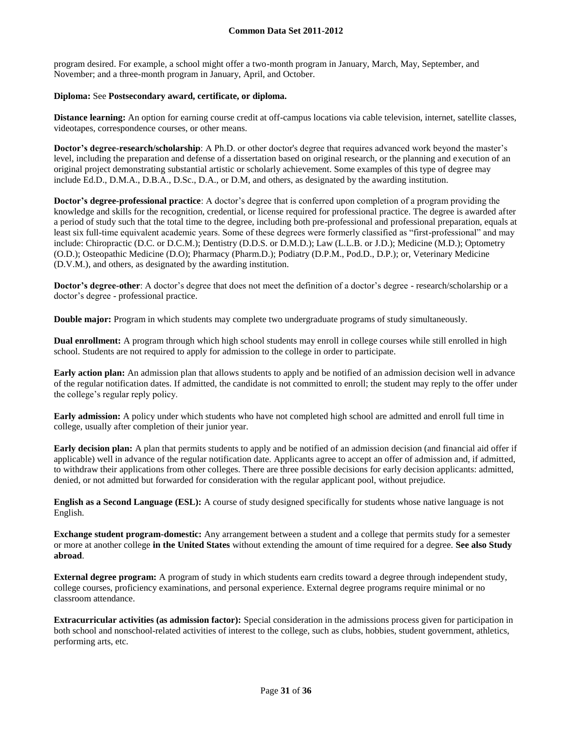program desired. For example, a school might offer a two-month program in January, March, May, September, and November; and a three-month program in January, April, and October.

**Diploma:** See **Postsecondary award, certificate, or diploma.**

**Distance learning:** An option for earning course credit at off-campus locations via cable television, internet, satellite classes, videotapes, correspondence courses, or other means.

**Doctor's degree-research/scholarship**: A Ph.D. or other doctor's degree that requires advanced work beyond the master's level, including the preparation and defense of a dissertation based on original research, or the planning and execution of an original project demonstrating substantial artistic or scholarly achievement. Some examples of this type of degree may include Ed.D., D.M.A., D.B.A., D.Sc., D.A., or D.M, and others, as designated by the awarding institution.

**Doctor's degree-professional practice**: A doctor's degree that is conferred upon completion of a program providing the knowledge and skills for the recognition, credential, or license required for professional practice. The degree is awarded after a period of study such that the total time to the degree, including both pre-professional and professional preparation, equals at least six full-time equivalent academic years. Some of these degrees were formerly classified as "first-professional" and may include: Chiropractic (D.C. or D.C.M.); Dentistry (D.D.S. or D.M.D.); Law (L.L.B. or J.D.); Medicine (M.D.); Optometry (O.D.); Osteopathic Medicine (D.O); Pharmacy (Pharm.D.); Podiatry (D.P.M., Pod.D., D.P.); or, Veterinary Medicine (D.V.M.), and others, as designated by the awarding institution.

**Doctor's degree-other**: A doctor's degree that does not meet the definition of a doctor's degree - research/scholarship or a doctor's degree - professional practice.

**Double major:** Program in which students may complete two undergraduate programs of study simultaneously.

**Dual enrollment:** A program through which high school students may enroll in college courses while still enrolled in high school. Students are not required to apply for admission to the college in order to participate.

**Early action plan:** An admission plan that allows students to apply and be notified of an admission decision well in advance of the regular notification dates. If admitted, the candidate is not committed to enroll; the student may reply to the offer under the college's regular reply policy.

**Early admission:** A policy under which students who have not completed high school are admitted and enroll full time in college, usually after completion of their junior year.

**Early decision plan:** A plan that permits students to apply and be notified of an admission decision (and financial aid offer if applicable) well in advance of the regular notification date. Applicants agree to accept an offer of admission and, if admitted, to withdraw their applications from other colleges. There are three possible decisions for early decision applicants: admitted, denied, or not admitted but forwarded for consideration with the regular applicant pool, without prejudice.

**English as a Second Language (ESL):** A course of study designed specifically for students whose native language is not English.

**Exchange student program-domestic:** Any arrangement between a student and a college that permits study for a semester or more at another college **in the United States** without extending the amount of time required for a degree. **See also Study abroad**.

**External degree program:** A program of study in which students earn credits toward a degree through independent study, college courses, proficiency examinations, and personal experience. External degree programs require minimal or no classroom attendance.

**Extracurricular activities (as admission factor):** Special consideration in the admissions process given for participation in both school and nonschool-related activities of interest to the college, such as clubs, hobbies, student government, athletics, performing arts, etc.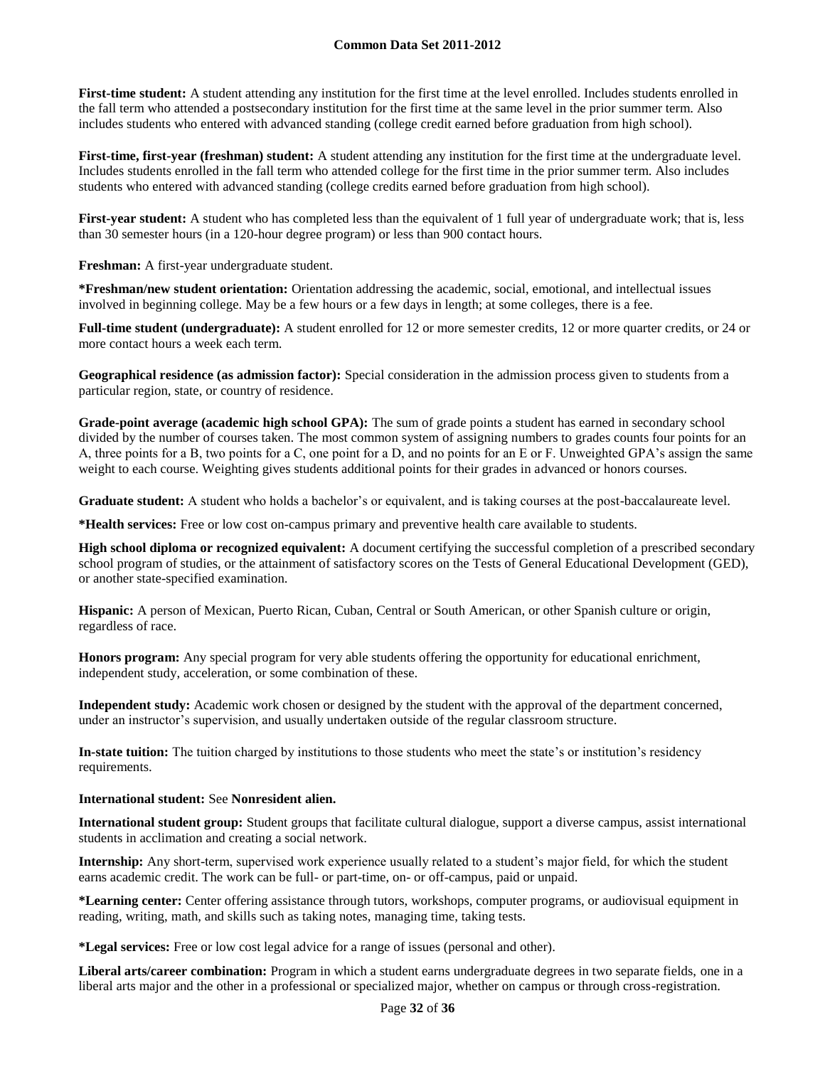**First-time student:** A student attending any institution for the first time at the level enrolled. Includes students enrolled in the fall term who attended a postsecondary institution for the first time at the same level in the prior summer term. Also includes students who entered with advanced standing (college credit earned before graduation from high school).

**First-time, first-year (freshman) student:** A student attending any institution for the first time at the undergraduate level. Includes students enrolled in the fall term who attended college for the first time in the prior summer term. Also includes students who entered with advanced standing (college credits earned before graduation from high school).

**First-year student:** A student who has completed less than the equivalent of 1 full year of undergraduate work; that is, less than 30 semester hours (in a 120-hour degree program) or less than 900 contact hours.

**Freshman:** A first-year undergraduate student.

**\*Freshman/new student orientation:** Orientation addressing the academic, social, emotional, and intellectual issues involved in beginning college. May be a few hours or a few days in length; at some colleges, there is a fee.

**Full-time student (undergraduate):** A student enrolled for 12 or more semester credits, 12 or more quarter credits, or 24 or more contact hours a week each term.

**Geographical residence (as admission factor):** Special consideration in the admission process given to students from a particular region, state, or country of residence.

**Grade-point average (academic high school GPA):** The sum of grade points a student has earned in secondary school divided by the number of courses taken. The most common system of assigning numbers to grades counts four points for an A, three points for a B, two points for a C, one point for a D, and no points for an E or F. Unweighted GPA's assign the same weight to each course. Weighting gives students additional points for their grades in advanced or honors courses.

**Graduate student:** A student who holds a bachelor's or equivalent, and is taking courses at the post-baccalaureate level.

**\*Health services:** Free or low cost on-campus primary and preventive health care available to students.

**High school diploma or recognized equivalent:** A document certifying the successful completion of a prescribed secondary school program of studies, or the attainment of satisfactory scores on the Tests of General Educational Development (GED), or another state-specified examination.

**Hispanic:** A person of Mexican, Puerto Rican, Cuban, Central or South American, or other Spanish culture or origin, regardless of race.

**Honors program:** Any special program for very able students offering the opportunity for educational enrichment, independent study, acceleration, or some combination of these.

**Independent study:** Academic work chosen or designed by the student with the approval of the department concerned, under an instructor's supervision, and usually undertaken outside of the regular classroom structure.

**In-state tuition:** The tuition charged by institutions to those students who meet the state's or institution's residency requirements.

**International student:** See **Nonresident alien.**

**International student group:** Student groups that facilitate cultural dialogue, support a diverse campus, assist international students in acclimation and creating a social network.

**Internship:** Any short-term, supervised work experience usually related to a student's major field, for which the student earns academic credit. The work can be full- or part-time, on- or off-campus, paid or unpaid.

**\*Learning center:** Center offering assistance through tutors, workshops, computer programs, or audiovisual equipment in reading, writing, math, and skills such as taking notes, managing time, taking tests.

**\*Legal services:** Free or low cost legal advice for a range of issues (personal and other).

**Liberal arts/career combination:** Program in which a student earns undergraduate degrees in two separate fields, one in a liberal arts major and the other in a professional or specialized major, whether on campus or through cross-registration.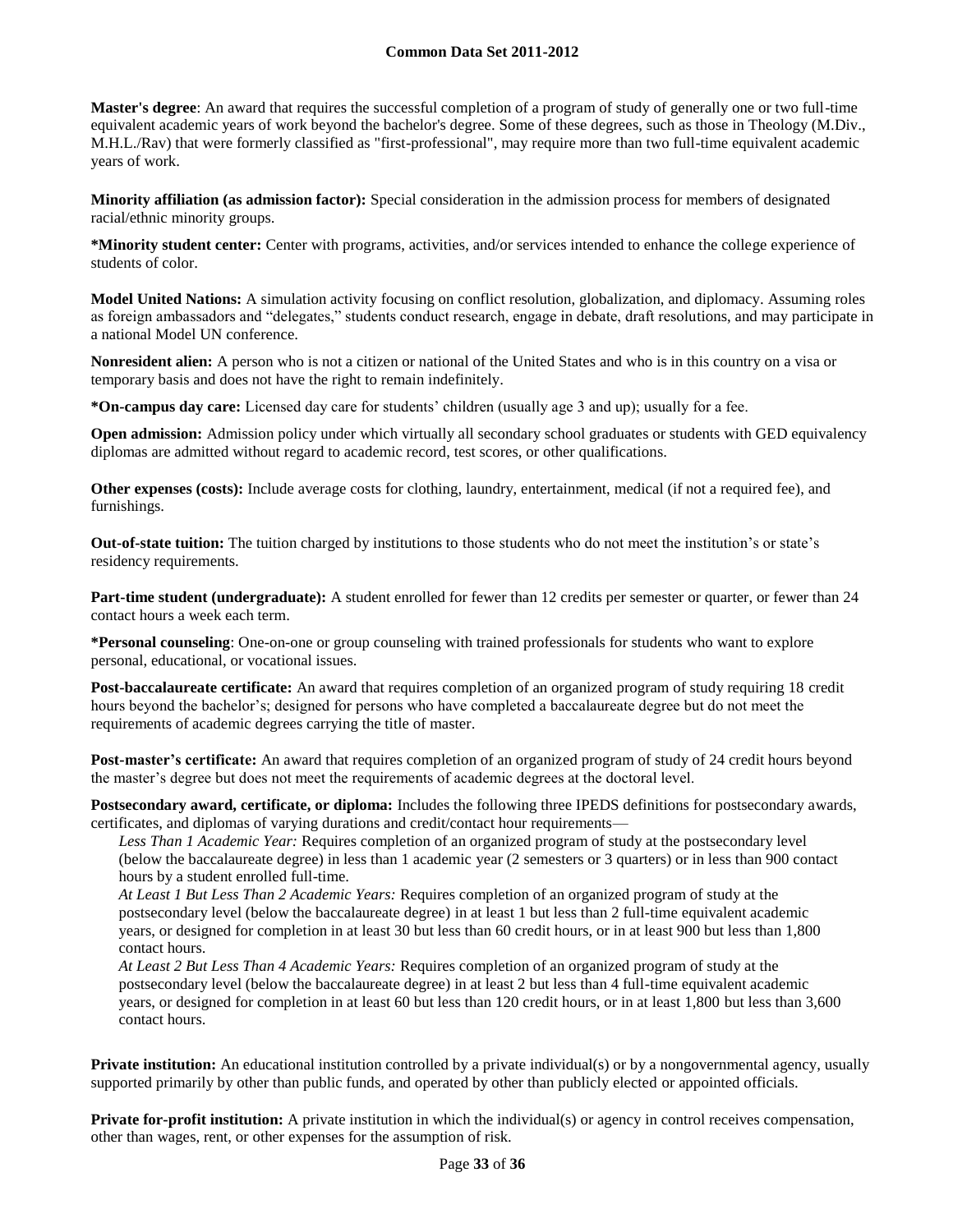**Master's degree**: An award that requires the successful completion of a program of study of generally one or two full-time equivalent academic years of work beyond the bachelor's degree. Some of these degrees, such as those in Theology (M.Div., M.H.L./Rav) that were formerly classified as "first-professional", may require more than two full-time equivalent academic years of work.

**Minority affiliation (as admission factor):** Special consideration in the admission process for members of designated racial/ethnic minority groups.

**\*Minority student center:** Center with programs, activities, and/or services intended to enhance the college experience of students of color.

**Model United Nations:** A simulation activity focusing on conflict resolution, globalization, and diplomacy. Assuming roles as foreign ambassadors and "delegates," students conduct research, engage in debate, draft resolutions, and may participate in a national Model UN conference.

**Nonresident alien:** A person who is not a citizen or national of the United States and who is in this country on a visa or temporary basis and does not have the right to remain indefinitely.

**\*On-campus day care:** Licensed day care for students' children (usually age 3 and up); usually for a fee.

**Open admission:** Admission policy under which virtually all secondary school graduates or students with GED equivalency diplomas are admitted without regard to academic record, test scores, or other qualifications.

**Other expenses (costs):** Include average costs for clothing, laundry, entertainment, medical (if not a required fee), and furnishings.

**Out-of-state tuition:** The tuition charged by institutions to those students who do not meet the institution's or state's residency requirements.

**Part-time student (undergraduate):** A student enrolled for fewer than 12 credits per semester or quarter, or fewer than 24 contact hours a week each term.

**\*Personal counseling**: One-on-one or group counseling with trained professionals for students who want to explore personal, educational, or vocational issues.

**Post-baccalaureate certificate:** An award that requires completion of an organized program of study requiring 18 credit hours beyond the bachelor's; designed for persons who have completed a baccalaureate degree but do not meet the requirements of academic degrees carrying the title of master.

**Post-master's certificate:** An award that requires completion of an organized program of study of 24 credit hours beyond the master's degree but does not meet the requirements of academic degrees at the doctoral level.

**Postsecondary award, certificate, or diploma:** Includes the following three IPEDS definitions for postsecondary awards, certificates, and diplomas of varying durations and credit/contact hour requirements—

*Less Than 1 Academic Year:* Requires completion of an organized program of study at the postsecondary level (below the baccalaureate degree) in less than 1 academic year (2 semesters or 3 quarters) or in less than 900 contact hours by a student enrolled full-time.

*At Least 1 But Less Than 2 Academic Years:* Requires completion of an organized program of study at the postsecondary level (below the baccalaureate degree) in at least 1 but less than 2 full-time equivalent academic years, or designed for completion in at least 30 but less than 60 credit hours, or in at least 900 but less than 1,800 contact hours.

*At Least 2 But Less Than 4 Academic Years:* Requires completion of an organized program of study at the postsecondary level (below the baccalaureate degree) in at least 2 but less than 4 full-time equivalent academic years, or designed for completion in at least 60 but less than 120 credit hours, or in at least 1,800 but less than 3,600 contact hours.

**Private institution:** An educational institution controlled by a private individual(s) or by a nongovernmental agency, usually supported primarily by other than public funds, and operated by other than publicly elected or appointed officials.

**Private for-profit institution:** A private institution in which the individual(s) or agency in control receives compensation, other than wages, rent, or other expenses for the assumption of risk.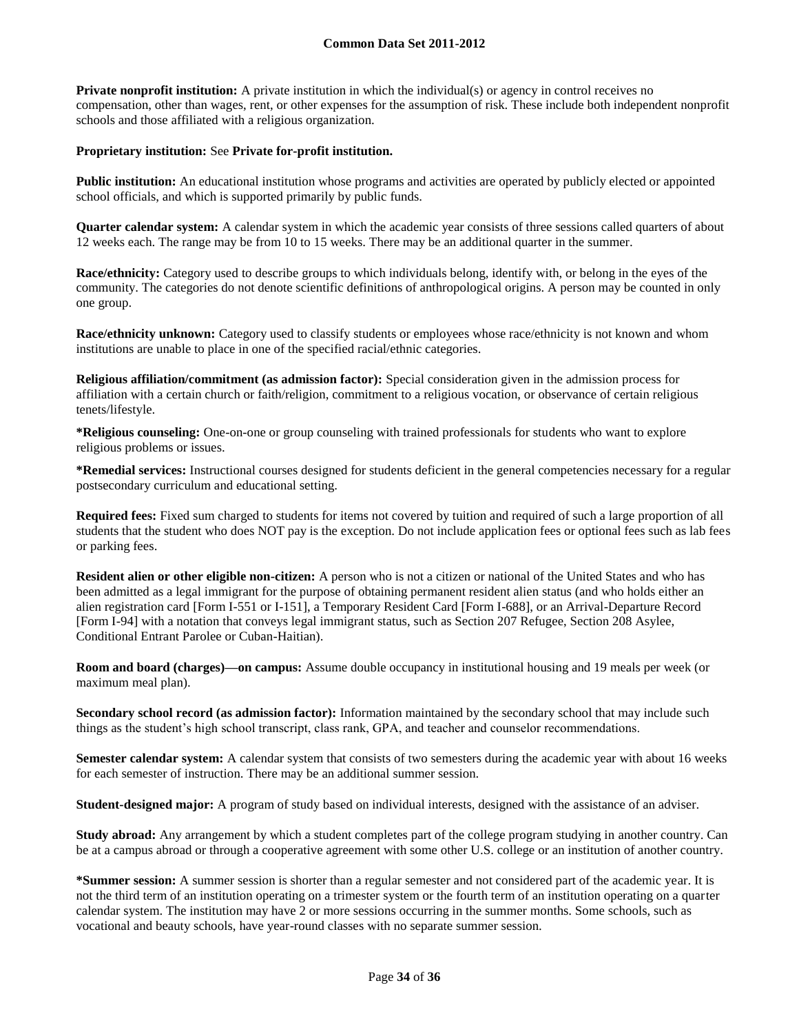**Private nonprofit institution:** A private institution in which the individual(s) or agency in control receives no compensation, other than wages, rent, or other expenses for the assumption of risk. These include both independent nonprofit schools and those affiliated with a religious organization.

**Proprietary institution:** See **Private for-profit institution.**

**Public institution:** An educational institution whose programs and activities are operated by publicly elected or appointed school officials, and which is supported primarily by public funds.

**Quarter calendar system:** A calendar system in which the academic year consists of three sessions called quarters of about 12 weeks each. The range may be from 10 to 15 weeks. There may be an additional quarter in the summer.

**Race/ethnicity:** Category used to describe groups to which individuals belong, identify with, or belong in the eyes of the community. The categories do not denote scientific definitions of anthropological origins. A person may be counted in only one group.

**Race/ethnicity unknown:** Category used to classify students or employees whose race/ethnicity is not known and whom institutions are unable to place in one of the specified racial/ethnic categories.

**Religious affiliation/commitment (as admission factor):** Special consideration given in the admission process for affiliation with a certain church or faith/religion, commitment to a religious vocation, or observance of certain religious tenets/lifestyle.

**\*Religious counseling:** One-on-one or group counseling with trained professionals for students who want to explore religious problems or issues.

**\*Remedial services:** Instructional courses designed for students deficient in the general competencies necessary for a regular postsecondary curriculum and educational setting.

**Required fees:** Fixed sum charged to students for items not covered by tuition and required of such a large proportion of all students that the student who does NOT pay is the exception. Do not include application fees or optional fees such as lab fees or parking fees.

**Resident alien or other eligible non-citizen:** A person who is not a citizen or national of the United States and who has been admitted as a legal immigrant for the purpose of obtaining permanent resident alien status (and who holds either an alien registration card [Form I-551 or I-151], a Temporary Resident Card [Form I-688], or an Arrival-Departure Record [Form I-94] with a notation that conveys legal immigrant status, such as Section 207 Refugee, Section 208 Asylee, Conditional Entrant Parolee or Cuban-Haitian).

**Room and board (charges)—on campus:** Assume double occupancy in institutional housing and 19 meals per week (or maximum meal plan).

**Secondary school record (as admission factor):** Information maintained by the secondary school that may include such things as the student's high school transcript, class rank, GPA, and teacher and counselor recommendations.

**Semester calendar system:** A calendar system that consists of two semesters during the academic year with about 16 weeks for each semester of instruction. There may be an additional summer session.

**Student-designed major:** A program of study based on individual interests, designed with the assistance of an adviser.

**Study abroad:** Any arrangement by which a student completes part of the college program studying in another country. Can be at a campus abroad or through a cooperative agreement with some other U.S. college or an institution of another country.

**\*Summer session:** A summer session is shorter than a regular semester and not considered part of the academic year. It is not the third term of an institution operating on a trimester system or the fourth term of an institution operating on a quarter calendar system. The institution may have 2 or more sessions occurring in the summer months. Some schools, such as vocational and beauty schools, have year-round classes with no separate summer session.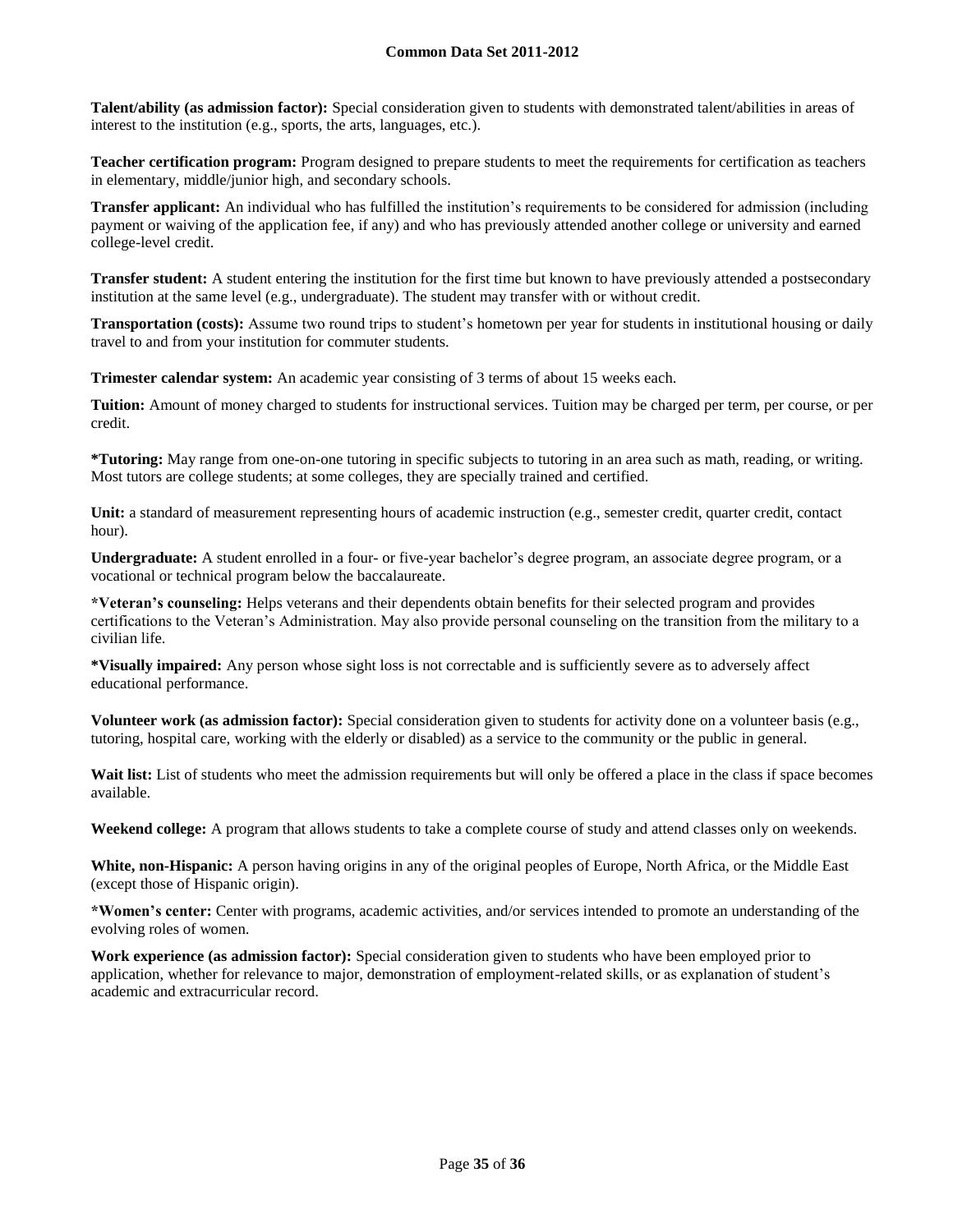**Talent/ability (as admission factor):** Special consideration given to students with demonstrated talent/abilities in areas of interest to the institution (e.g., sports, the arts, languages, etc.).

**Teacher certification program:** Program designed to prepare students to meet the requirements for certification as teachers in elementary, middle/junior high, and secondary schools.

**Transfer applicant:** An individual who has fulfilled the institution's requirements to be considered for admission (including payment or waiving of the application fee, if any) and who has previously attended another college or university and earned college-level credit.

**Transfer student:** A student entering the institution for the first time but known to have previously attended a postsecondary institution at the same level (e.g., undergraduate). The student may transfer with or without credit.

**Transportation (costs):** Assume two round trips to student's hometown per year for students in institutional housing or daily travel to and from your institution for commuter students.

**Trimester calendar system:** An academic year consisting of 3 terms of about 15 weeks each.

**Tuition:** Amount of money charged to students for instructional services. Tuition may be charged per term, per course, or per credit.

**\*Tutoring:** May range from one-on-one tutoring in specific subjects to tutoring in an area such as math, reading, or writing. Most tutors are college students; at some colleges, they are specially trained and certified.

**Unit:** a standard of measurement representing hours of academic instruction (e.g., semester credit, quarter credit, contact hour).

**Undergraduate:** A student enrolled in a four- or five-year bachelor's degree program, an associate degree program, or a vocational or technical program below the baccalaureate.

**\*Veteran's counseling:** Helps veterans and their dependents obtain benefits for their selected program and provides certifications to the Veteran's Administration. May also provide personal counseling on the transition from the military to a civilian life.

**\*Visually impaired:** Any person whose sight loss is not correctable and is sufficiently severe as to adversely affect educational performance.

**Volunteer work (as admission factor):** Special consideration given to students for activity done on a volunteer basis (e.g., tutoring, hospital care, working with the elderly or disabled) as a service to the community or the public in general.

**Wait list:** List of students who meet the admission requirements but will only be offered a place in the class if space becomes available.

**Weekend college:** A program that allows students to take a complete course of study and attend classes only on weekends.

**White, non-Hispanic:** A person having origins in any of the original peoples of Europe, North Africa, or the Middle East (except those of Hispanic origin).

**\*Women's center:** Center with programs, academic activities, and/or services intended to promote an understanding of the evolving roles of women.

**Work experience (as admission factor):** Special consideration given to students who have been employed prior to application, whether for relevance to major, demonstration of employment-related skills, or as explanation of student's academic and extracurricular record.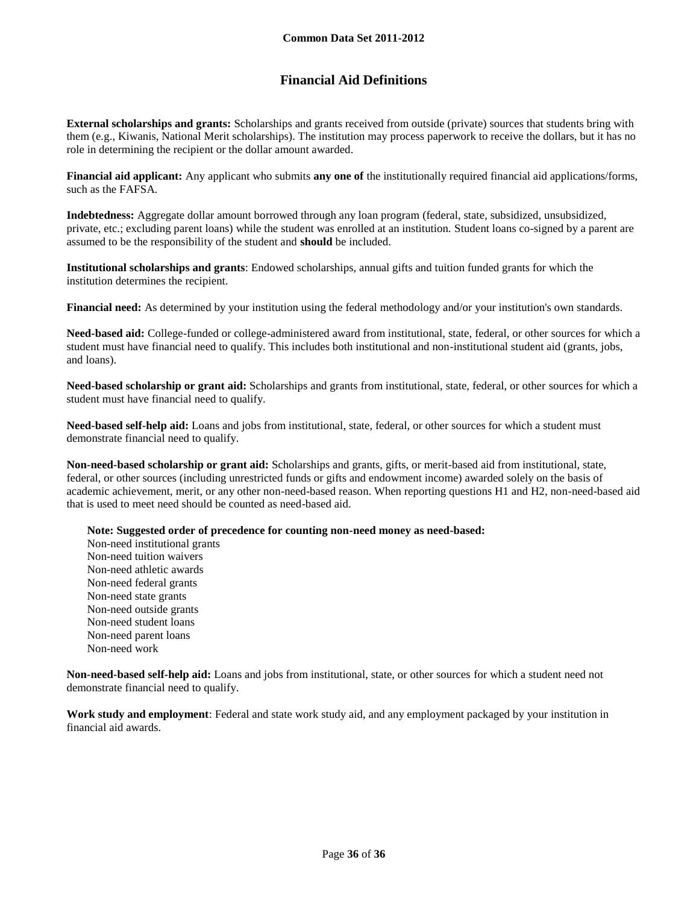# Financial Aid Definitions

**External scholarships and grants:** Scholarships and grants received from outside (private) sources that students bring with them (e.g., Kiwanis, National Merit scholarships). The institution may process paperwork to receive the dollars, but it has no role in determining the recipient or the dollar amount awarded.

**Financial aid applicant:** Any applicant who submits **any one of** the institutionally required financial aid applications/forms, such as the FAFSA.

**Indebtedness:** Aggregate dollar amount borrowed through any loan program (federal, state, subsidized, unsubsidized, private, etc.; excluding parent loans) while the student was enrolled at an institution. Student loans co-signed by a parent are assumed to be the responsibility of the student and **should** be included.

**Institutional scholarships and grants**: Endowed scholarships, annual gifts and tuition funded grants for which the institution determines the recipient.

**Financial need:** As determined by your institution using the federal methodology and/or your institution's own standards.

**Need-based aid:** College-funded or college-administered award from institutional, state, federal, or other sources for which a student must have financial need to qualify. This includes both institutional and non-institutional student aid (grants, jobs, and loans).

**Need-based scholarship or grant aid:** Scholarships and grants from institutional, state, federal, or other sources for which a student must have financial need to qualify.

**Need-based self-help aid:** Loans and jobs from institutional, state, federal, or other sources for which a student must demonstrate financial need to qualify.

**Non-need-based scholarship or grant aid:** Scholarships and grants, gifts, or merit-based aid from institutional, state, federal, or other sources (including unrestricted funds or gifts and endowment income) awarded solely on the basis of academic achievement, merit, or any other non-need-based reason. When reporting questions H1 and H2, non-need-based aid that is used to meet need should be counted as need-based aid.

**Note: Suggested order of precedence for counting non-need money as need-based:**

Non-need institutional grants
Non-need tuition waivers
Non-need athletic awards
Non-need federal grants
Non-need state grants
Non-need outside grants
Non-need student loans
Non-need parent loans
Non-need work

**Non-need-based self-help aid:** Loans and jobs from institutional, state, or other sources for which a student need not demonstrate financial need to qualify.

**Work study and employment**: Federal and state work study aid, and any employment packaged by your institution in financial aid awards.